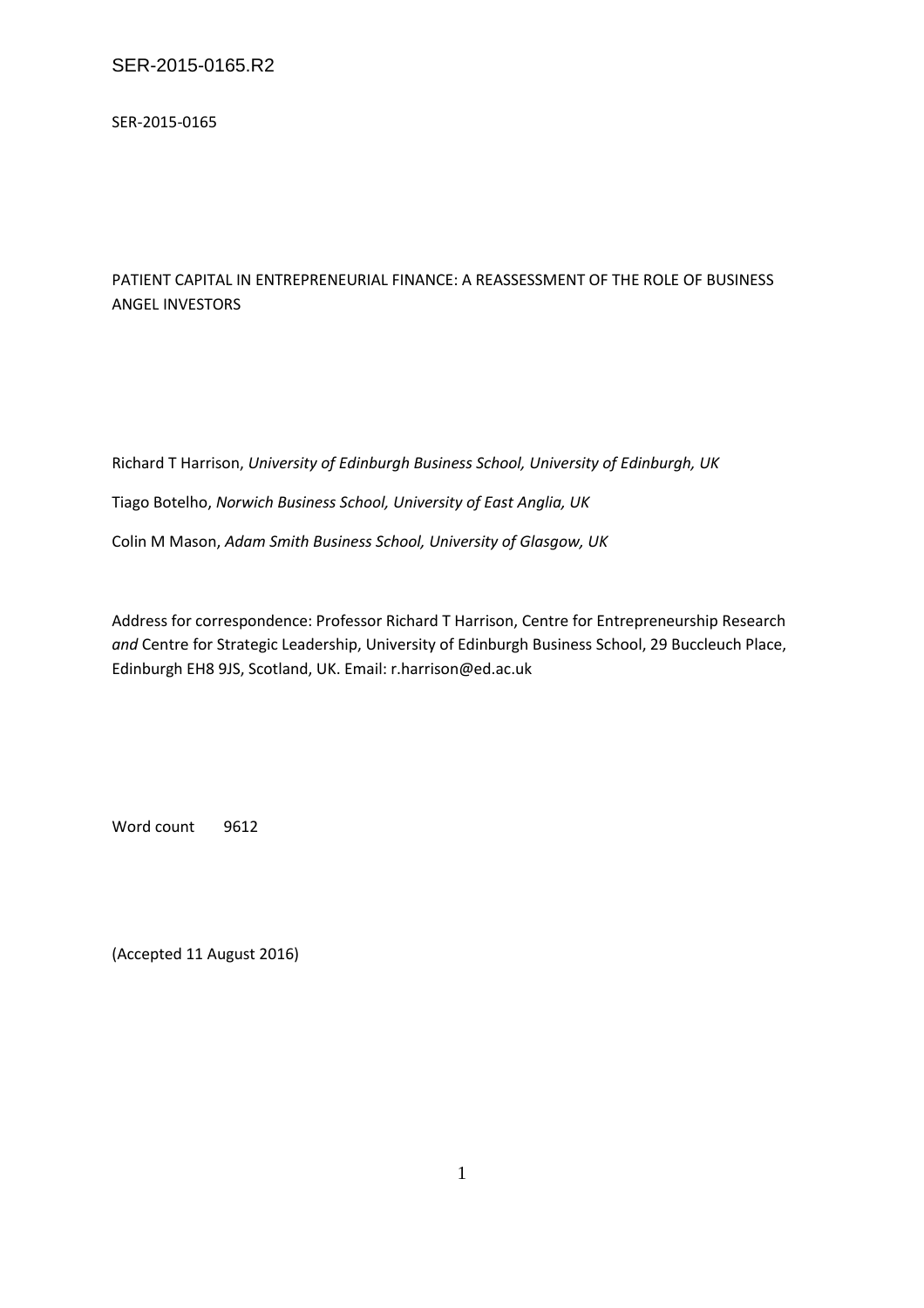SER-2015-0165

# PATIENT CAPITAL IN ENTREPRENEURIAL FINANCE: A REASSESSMENT OF THE ROLE OF BUSINESS ANGEL INVESTORS

Richard T Harrison, *University of Edinburgh Business School, University of Edinburgh, UK*

Tiago Botelho, *Norwich Business School, University of East Anglia, UK*

Colin M Mason, *Adam Smith Business School, University of Glasgow, UK*

Address for correspondence: Professor Richard T Harrison, Centre for Entrepreneurship Research *and* Centre for Strategic Leadership, University of Edinburgh Business School, 29 Buccleuch Place, Edinburgh EH8 9JS, Scotland, UK. Email: r.harrison@ed.ac.uk

Word count 9612

(Accepted 11 August 2016)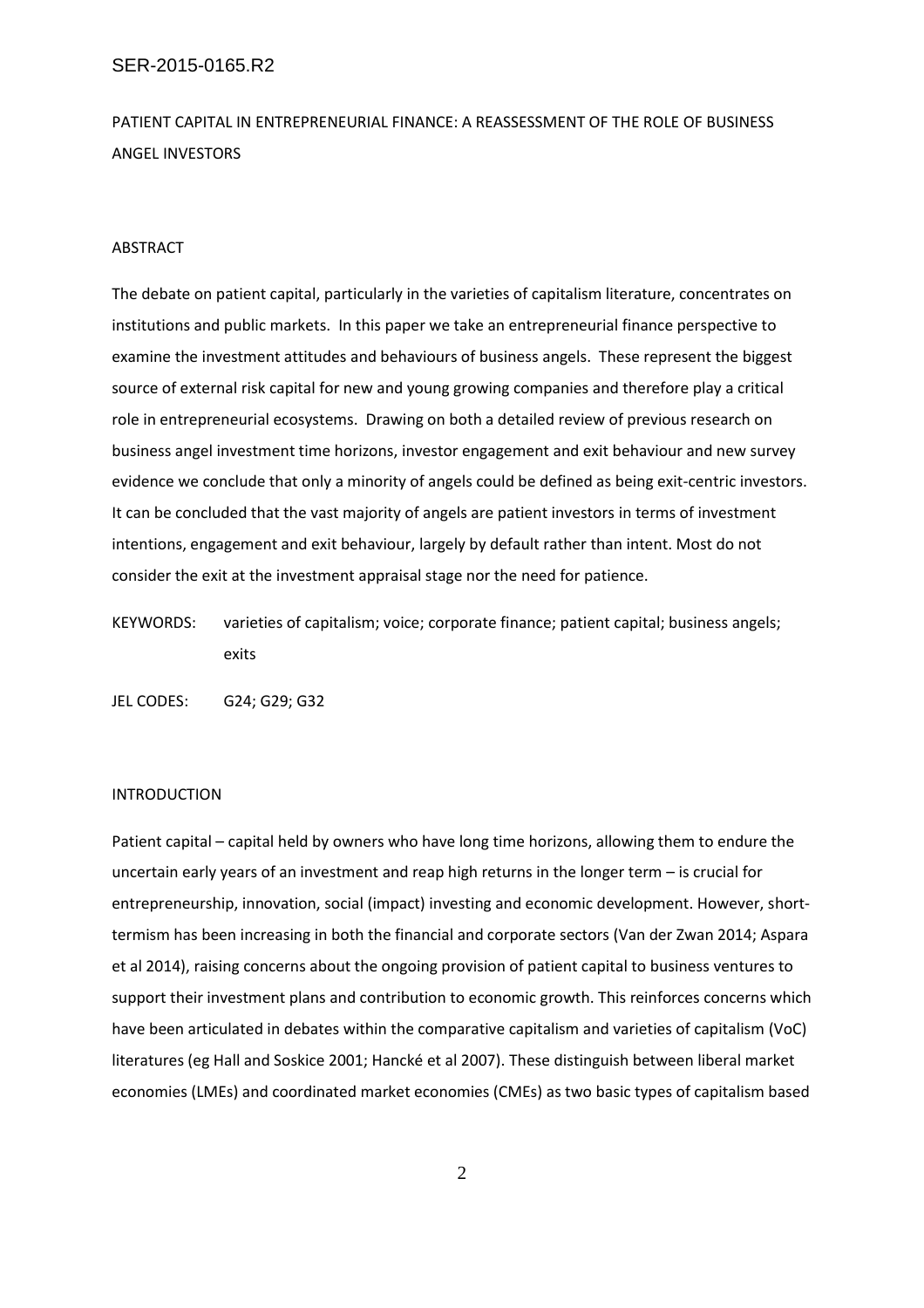PATIENT CAPITAL IN ENTREPRENEURIAL FINANCE: A REASSESSMENT OF THE ROLE OF BUSINESS ANGEL INVESTORS

## ABSTRACT

The debate on patient capital, particularly in the varieties of capitalism literature, concentrates on institutions and public markets. In this paper we take an entrepreneurial finance perspective to examine the investment attitudes and behaviours of business angels. These represent the biggest source of external risk capital for new and young growing companies and therefore play a critical role in entrepreneurial ecosystems. Drawing on both a detailed review of previous research on business angel investment time horizons, investor engagement and exit behaviour and new survey evidence we conclude that only a minority of angels could be defined as being exit-centric investors. It can be concluded that the vast majority of angels are patient investors in terms of investment intentions, engagement and exit behaviour, largely by default rather than intent. Most do not consider the exit at the investment appraisal stage nor the need for patience.

KEYWORDS: varieties of capitalism; voice; corporate finance; patient capital; business angels; exits

JEL CODES: G24; G29; G32

## INTRODUCTION

Patient capital – capital held by owners who have long time horizons, allowing them to endure the uncertain early years of an investment and reap high returns in the longer term – is crucial for entrepreneurship, innovation, social (impact) investing and economic development. However, short-termism has been increasing in both the financial and corporate sectors (Van der Zwan 2014; Aspara et al 2014), raising concerns about the ongoing provision of patient capital to business ventures to support their investment plans and contribution to economic growth. This reinforces concerns which have been articulated in debates within the comparative capitalism and varieties of capitalism (VoC) literatures (eg Hall and Soskice 2001; Hancké et al 2007). These distinguish between liberal market economies (LMEs) and coordinated market economies (CMEs) as two basic types of capitalism based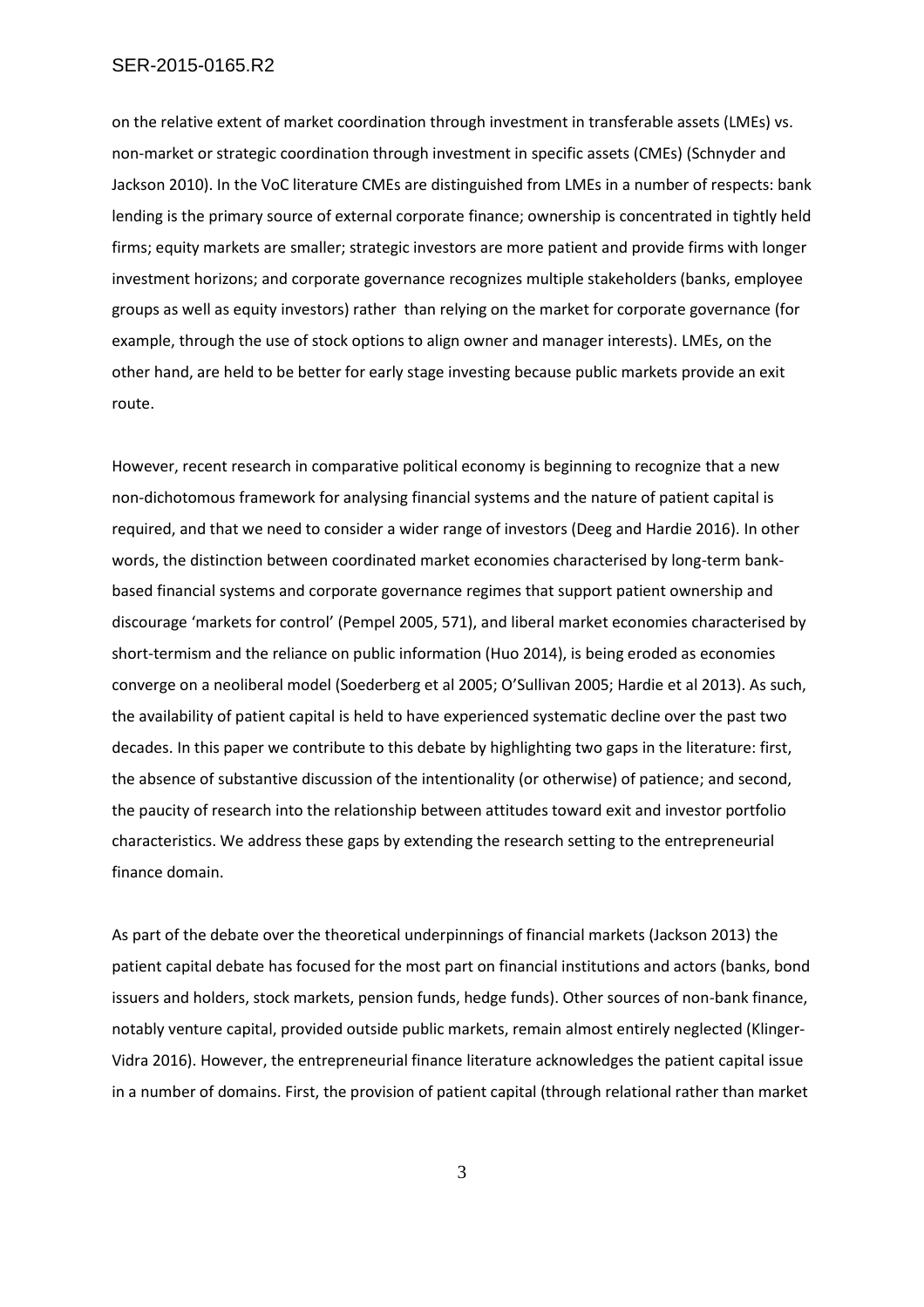on the relative extent of market coordination through investment in transferable assets (LMEs) vs. non-market or strategic coordination through investment in specific assets (CMEs) (Schnyder and Jackson 2010). In the VoC literature CMEs are distinguished from LMEs in a number of respects: bank lending is the primary source of external corporate finance; ownership is concentrated in tightly held firms; equity markets are smaller; strategic investors are more patient and provide firms with longer investment horizons; and corporate governance recognizes multiple stakeholders (banks, employee groups as well as equity investors) rather than relying on the market for corporate governance (for example, through the use of stock options to align owner and manager interests). LMEs, on the other hand, are held to be better for early stage investing because public markets provide an exit route.

However, recent research in comparative political economy is beginning to recognize that a new non-dichotomous framework for analysing financial systems and the nature of patient capital is required, and that we need to consider a wider range of investors (Deeg and Hardie 2016). In other words, the distinction between coordinated market economies characterised by long-term bank-based financial systems and corporate governance regimes that support patient ownership and discourage 'markets for control' (Pempel 2005, 571), and liberal market economies characterised by short-termism and the reliance on public information (Huo 2014), is being eroded as economies converge on a neoliberal model (Soederberg et al 2005; O'Sullivan 2005; Hardie et al 2013). As such, the availability of patient capital is held to have experienced systematic decline over the past two decades. In this paper we contribute to this debate by highlighting two gaps in the literature: first, the absence of substantive discussion of the intentionality (or otherwise) of patience; and second, the paucity of research into the relationship between attitudes toward exit and investor portfolio characteristics. We address these gaps by extending the research setting to the entrepreneurial finance domain.

As part of the debate over the theoretical underpinnings of financial markets (Jackson 2013) the patient capital debate has focused for the most part on financial institutions and actors (banks, bond issuers and holders, stock markets, pension funds, hedge funds). Other sources of non-bank finance, notably venture capital, provided outside public markets, remain almost entirely neglected (Klinger-Vidra 2016). However, the entrepreneurial finance literature acknowledges the patient capital issue in a number of domains. First, the provision of patient capital (through relational rather than market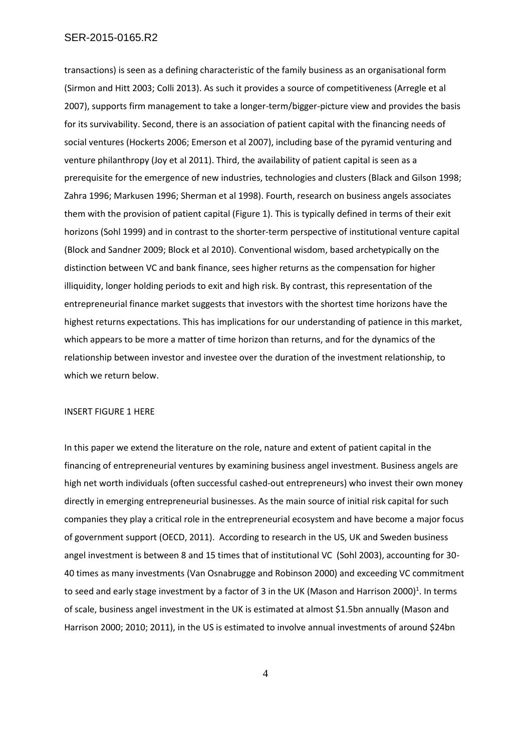transactions) is seen as a defining characteristic of the family business as an organisational form (Sirmon and Hitt 2003; Colli 2013). As such it provides a source of competitiveness (Arregle et al 2007), supports firm management to take a longer-term/bigger-picture view and provides the basis for its survivability. Second, there is an association of patient capital with the financing needs of social ventures (Hockerts 2006; Emerson et al 2007), including base of the pyramid venturing and venture philanthropy (Joy et al 2011). Third, the availability of patient capital is seen as a prerequisite for the emergence of new industries, technologies and clusters (Black and Gilson 1998; Zahra 1996; Markusen 1996; Sherman et al 1998). Fourth, research on business angels associates them with the provision of patient capital (Figure 1). This is typically defined in terms of their exit horizons (Sohl 1999) and in contrast to the shorter-term perspective of institutional venture capital (Block and Sandner 2009; Block et al 2010). Conventional wisdom, based archetypically on the distinction between VC and bank finance, sees higher returns as the compensation for higher illiquidity, longer holding periods to exit and high risk. By contrast, this representation of the entrepreneurial finance market suggests that investors with the shortest time horizons have the highest returns expectations. This has implications for our understanding of patience in this market, which appears to be more a matter of time horizon than returns, and for the dynamics of the relationship between investor and investee over the duration of the investment relationship, to which we return below.

INSERT FIGURE 1 HERE

In this paper we extend the literature on the role, nature and extent of patient capital in the financing of entrepreneurial ventures by examining business angel investment. Business angels are high net worth individuals (often successful cashed-out entrepreneurs) who invest their own money directly in emerging entrepreneurial businesses. As the main source of initial risk capital for such companies they play a critical role in the entrepreneurial ecosystem and have become a major focus of government support (OECD, 2011). According to research in the US, UK and Sweden business angel investment is between 8 and 15 times that of institutional VC (Sohl 2003), accounting for 30-40 times as many investments (Van Osnabrugge and Robinson 2000) and exceeding VC commitment to seed and early stage investment by a factor of 3 in the UK (Mason and Harrison 2000)[1]. In terms of scale, business angel investment in the UK is estimated at almost \$1.5bn annually (Mason and Harrison 2000; 2010; 2011), in the US is estimated to involve annual investments of around \$24bn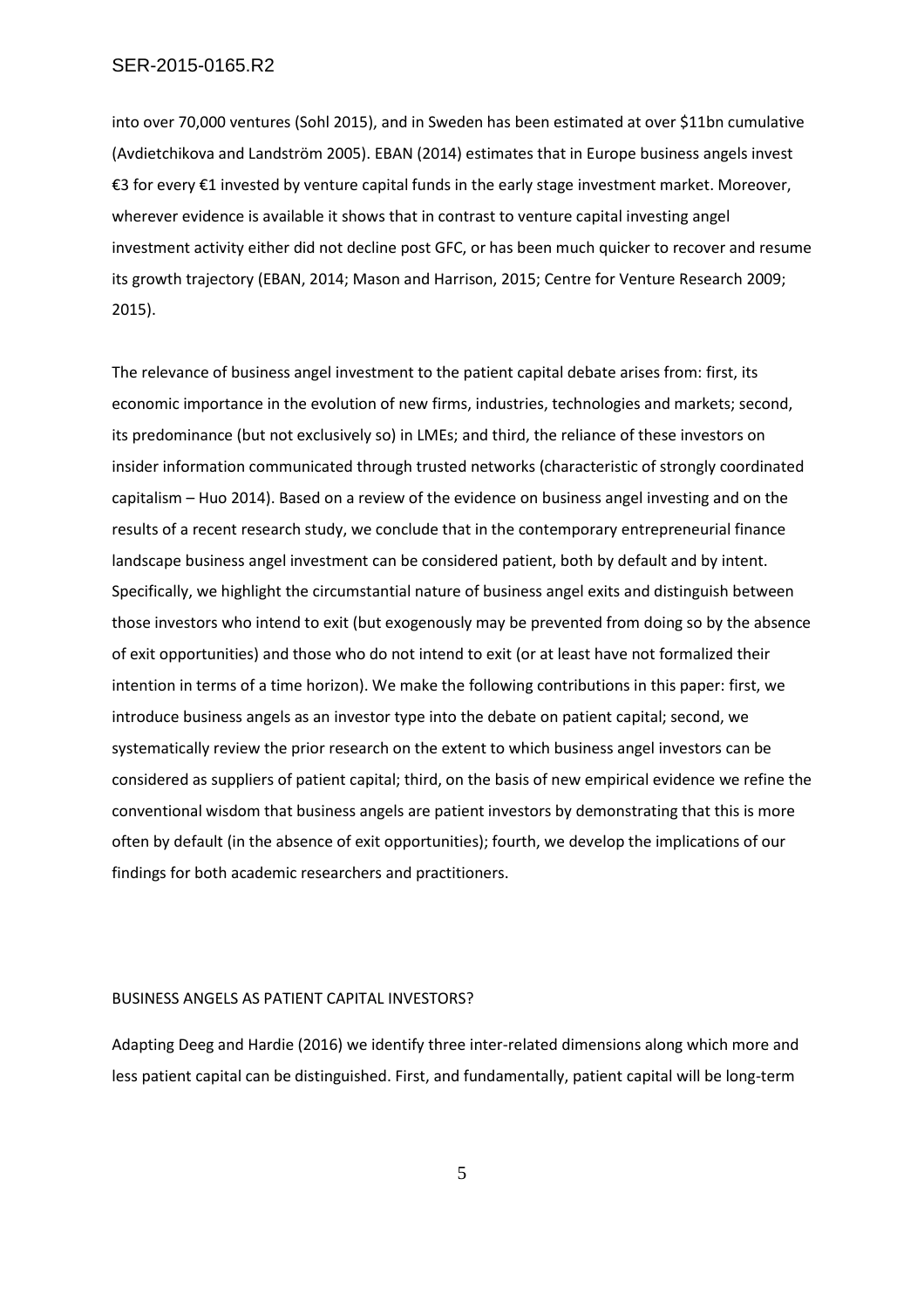into over 70,000 ventures (Sohl 2015), and in Sweden has been estimated at over $11bn cumulative (Avdietchikova and Landström 2005). EBAN (2014) estimates that in Europe business angels invest €3 for every €1 invested by venture capital funds in the early stage investment market. Moreover, wherever evidence is available it shows that in contrast to venture capital investing angel investment activity either did not decline post GFC, or has been much quicker to recover and resume its growth trajectory (EBAN, 2014; Mason and Harrison, 2015; Centre for Venture Research 2009; 2015).

The relevance of business angel investment to the patient capital debate arises from: first, its economic importance in the evolution of new firms, industries, technologies and markets; second, its predominance (but not exclusively so) in LMEs; and third, the reliance of these investors on insider information communicated through trusted networks (characteristic of strongly coordinated capitalism – Huo 2014). Based on a review of the evidence on business angel investing and on the results of a recent research study, we conclude that in the contemporary entrepreneurial finance landscape business angel investment can be considered patient, both by default and by intent. Specifically, we highlight the circumstantial nature of business angel exits and distinguish between those investors who intend to exit (but exogenously may be prevented from doing so by the absence of exit opportunities) and those who do not intend to exit (or at least have not formalized their intention in terms of a time horizon). We make the following contributions in this paper: first, we introduce business angels as an investor type into the debate on patient capital; second, we systematically review the prior research on the extent to which business angel investors can be considered as suppliers of patient capital; third, on the basis of new empirical evidence we refine the conventional wisdom that business angels are patient investors by demonstrating that this is more often by default (in the absence of exit opportunities); fourth, we develop the implications of our findings for both academic researchers and practitioners.

## BUSINESS ANGELS AS PATIENT CAPITAL INVESTORS?

Adapting Deeg and Hardie (2016) we identify three inter-related dimensions along which more and less patient capital can be distinguished. First, and fundamentally, patient capital will be long-term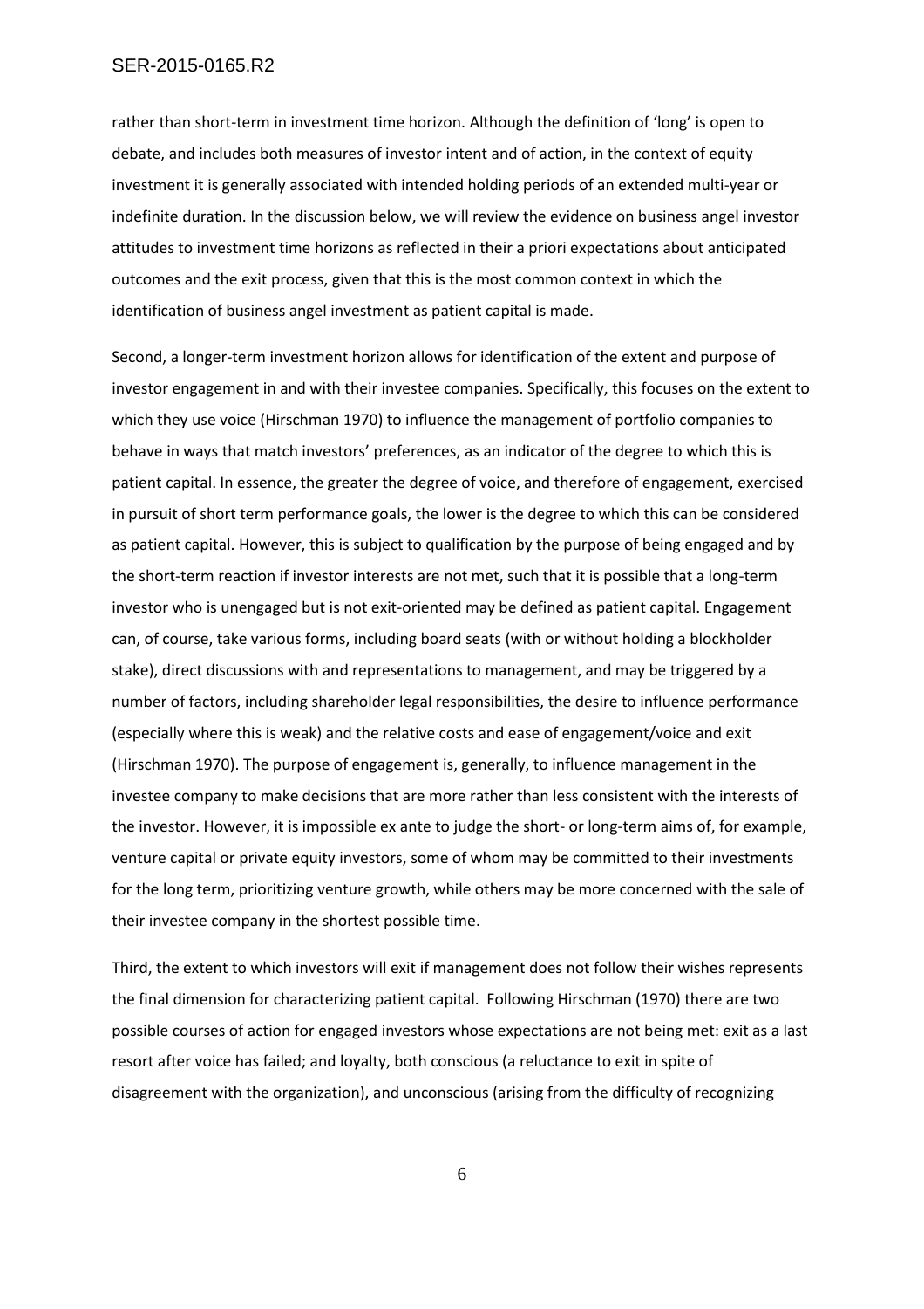rather than short-term in investment time horizon. Although the definition of 'long' is open to debate, and includes both measures of investor intent and of action, in the context of equity investment it is generally associated with intended holding periods of an extended multi-year or indefinite duration. In the discussion below, we will review the evidence on business angel investor attitudes to investment time horizons as reflected in their a priori expectations about anticipated outcomes and the exit process, given that this is the most common context in which the identification of business angel investment as patient capital is made.

Second, a longer-term investment horizon allows for identification of the extent and purpose of investor engagement in and with their investee companies. Specifically, this focuses on the extent to which they use voice (Hirschman 1970) to influence the management of portfolio companies to behave in ways that match investors' preferences, as an indicator of the degree to which this is patient capital. In essence, the greater the degree of voice, and therefore of engagement, exercised in pursuit of short term performance goals, the lower is the degree to which this can be considered as patient capital. However, this is subject to qualification by the purpose of being engaged and by the short-term reaction if investor interests are not met, such that it is possible that a long-term investor who is unengaged but is not exit-oriented may be defined as patient capital. Engagement can, of course, take various forms, including board seats (with or without holding a blockholder stake), direct discussions with and representations to management, and may be triggered by a number of factors, including shareholder legal responsibilities, the desire to influence performance (especially where this is weak) and the relative costs and ease of engagement/voice and exit (Hirschman 1970). The purpose of engagement is, generally, to influence management in the investee company to make decisions that are more rather than less consistent with the interests of the investor. However, it is impossible ex ante to judge the short- or long-term aims of, for example, venture capital or private equity investors, some of whom may be committed to their investments for the long term, prioritizing venture growth, while others may be more concerned with the sale of their investee company in the shortest possible time.

Third, the extent to which investors will exit if management does not follow their wishes represents the final dimension for characterizing patient capital. Following Hirschman (1970) there are two possible courses of action for engaged investors whose expectations are not being met: exit as a last resort after voice has failed; and loyalty, both conscious (a reluctance to exit in spite of disagreement with the organization), and unconscious (arising from the difficulty of recognizing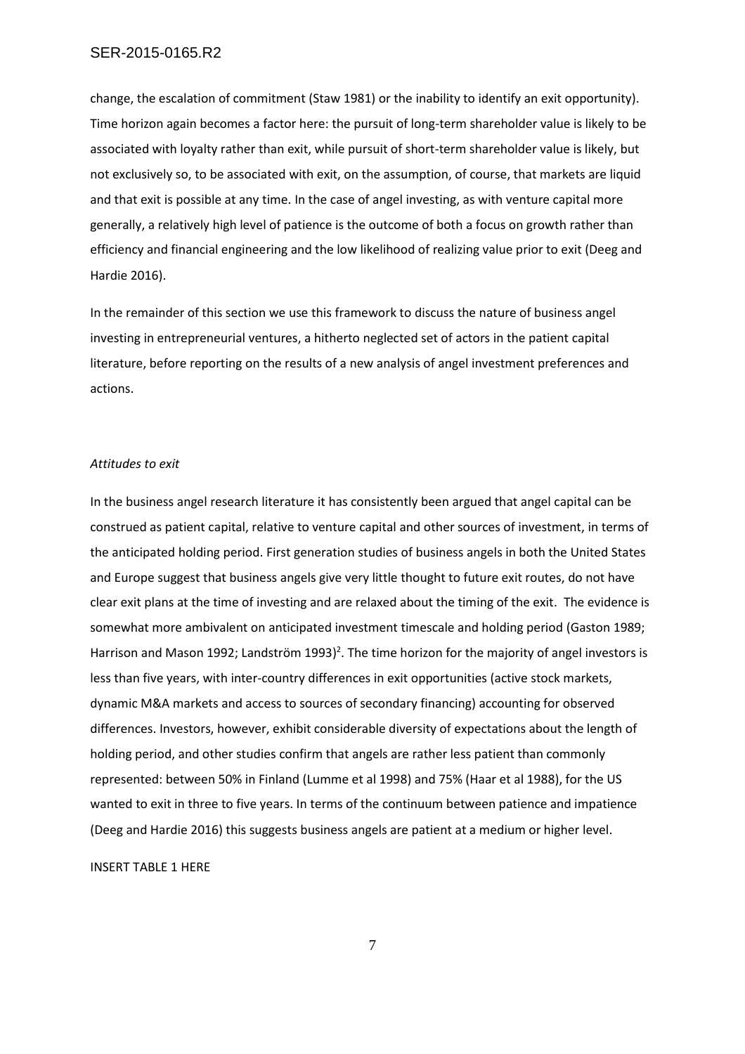change, the escalation of commitment (Staw 1981) or the inability to identify an exit opportunity). Time horizon again becomes a factor here: the pursuit of long-term shareholder value is likely to be associated with loyalty rather than exit, while pursuit of short-term shareholder value is likely, but not exclusively so, to be associated with exit, on the assumption, of course, that markets are liquid and that exit is possible at any time. In the case of angel investing, as with venture capital more generally, a relatively high level of patience is the outcome of both a focus on growth rather than efficiency and financial engineering and the low likelihood of realizing value prior to exit (Deeg and Hardie 2016).

In the remainder of this section we use this framework to discuss the nature of business angel investing in entrepreneurial ventures, a hitherto neglected set of actors in the patient capital literature, before reporting on the results of a new analysis of angel investment preferences and actions.

*Attitudes to exit*

In the business angel research literature it has consistently been argued that angel capital can be construed as patient capital, relative to venture capital and other sources of investment, in terms of the anticipated holding period. First generation studies of business angels in both the United States and Europe suggest that business angels give very little thought to future exit routes, do not have clear exit plans at the time of investing and are relaxed about the timing of the exit. The evidence is somewhat more ambivalent on anticipated investment timescale and holding period (Gaston 1989; Harrison and Mason 1992; Landström 1993)[2]. The time horizon for the majority of angel investors is less than five years, with inter-country differences in exit opportunities (active stock markets, dynamic M&A markets and access to sources of secondary financing) accounting for observed differences. Investors, however, exhibit considerable diversity of expectations about the length of holding period, and other studies confirm that angels are rather less patient than commonly represented: between 50% in Finland (Lumme et al 1998) and 75% (Haar et al 1988), for the US wanted to exit in three to five years. In terms of the continuum between patience and impatience (Deeg and Hardie 2016) this suggests business angels are patient at a medium or higher level.

INSERT TABLE 1 HERE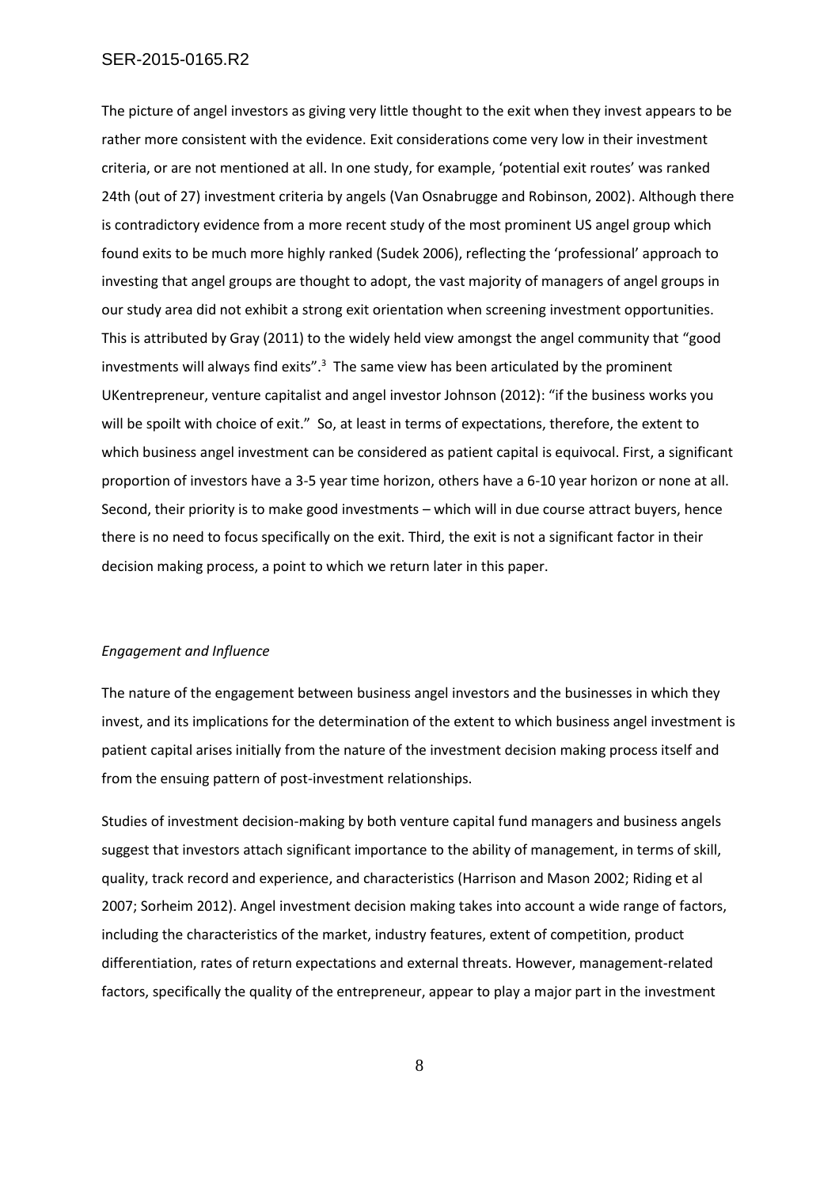The picture of angel investors as giving very little thought to the exit when they invest appears to be rather more consistent with the evidence. Exit considerations come very low in their investment criteria, or are not mentioned at all. In one study, for example, 'potential exit routes' was ranked 24th (out of 27) investment criteria by angels (Van Osnabrugge and Robinson, 2002). Although there is contradictory evidence from a more recent study of the most prominent US angel group which found exits to be much more highly ranked (Sudek 2006), reflecting the 'professional' approach to investing that angel groups are thought to adopt, the vast majority of managers of angel groups in our study area did not exhibit a strong exit orientation when screening investment opportunities. This is attributed by Gray (2011) to the widely held view amongst the angel community that "good investments will always find exits".[3] The same view has been articulated by the prominent UKentrepreneur, venture capitalist and angel investor Johnson (2012): "if the business works you will be spoilt with choice of exit." So, at least in terms of expectations, therefore, the extent to which business angel investment can be considered as patient capital is equivocal. First, a significant proportion of investors have a 3-5 year time horizon, others have a 6-10 year horizon or none at all. Second, their priority is to make good investments – which will in due course attract buyers, hence there is no need to focus specifically on the exit. Third, the exit is not a significant factor in their decision making process, a point to which we return later in this paper.

*Engagement and Influence*

The nature of the engagement between business angel investors and the businesses in which they invest, and its implications for the determination of the extent to which business angel investment is patient capital arises initially from the nature of the investment decision making process itself and from the ensuing pattern of post-investment relationships.

Studies of investment decision-making by both venture capital fund managers and business angels suggest that investors attach significant importance to the ability of management, in terms of skill, quality, track record and experience, and characteristics (Harrison and Mason 2002; Riding et al 2007; Sorheim 2012). Angel investment decision making takes into account a wide range of factors, including the characteristics of the market, industry features, extent of competition, product differentiation, rates of return expectations and external threats. However, management-related factors, specifically the quality of the entrepreneur, appear to play a major part in the investment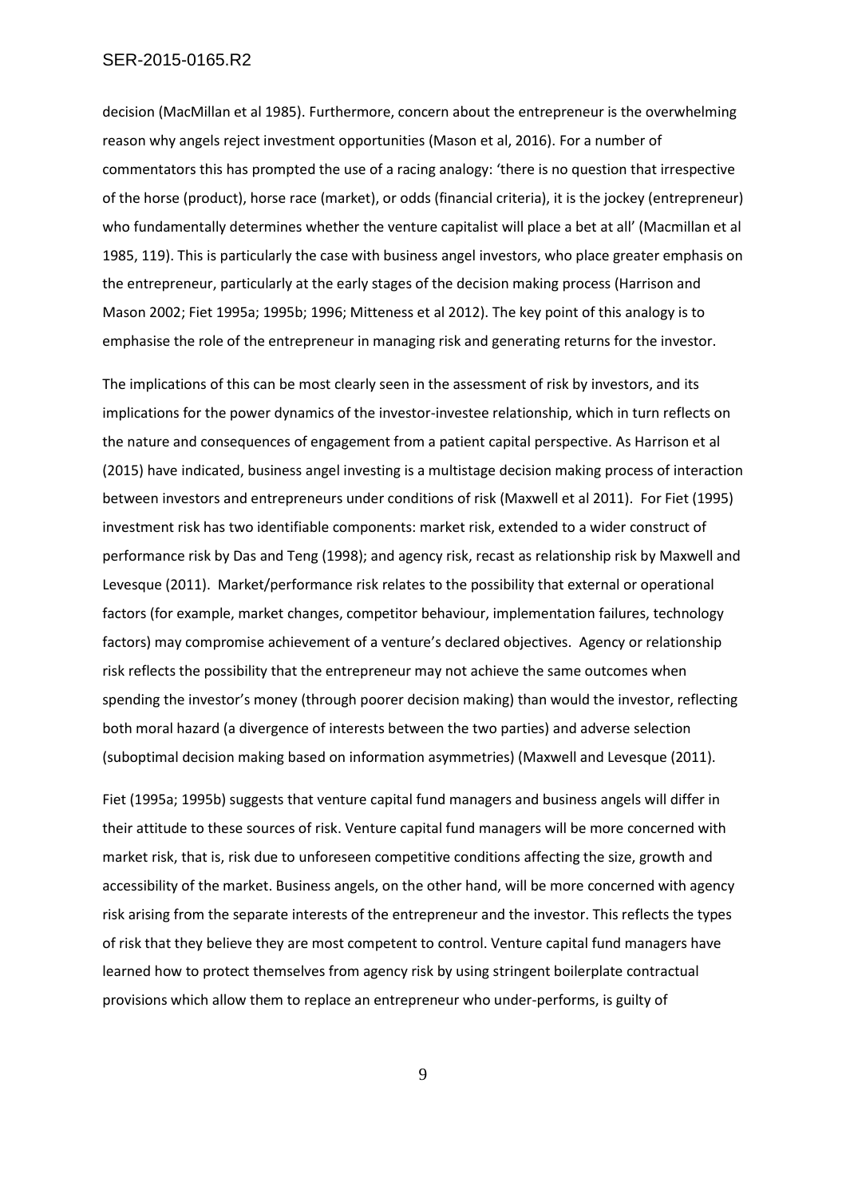decision (MacMillan et al 1985). Furthermore, concern about the entrepreneur is the overwhelming reason why angels reject investment opportunities (Mason et al, 2016). For a number of commentators this has prompted the use of a racing analogy: 'there is no question that irrespective of the horse (product), horse race (market), or odds (financial criteria), it is the jockey (entrepreneur) who fundamentally determines whether the venture capitalist will place a bet at all' (Macmillan et al 1985, 119). This is particularly the case with business angel investors, who place greater emphasis on the entrepreneur, particularly at the early stages of the decision making process (Harrison and Mason 2002; Fiet 1995a; 1995b; 1996; Mitteness et al 2012). The key point of this analogy is to emphasise the role of the entrepreneur in managing risk and generating returns for the investor.

The implications of this can be most clearly seen in the assessment of risk by investors, and its implications for the power dynamics of the investor-investee relationship, which in turn reflects on the nature and consequences of engagement from a patient capital perspective. As Harrison et al (2015) have indicated, business angel investing is a multistage decision making process of interaction between investors and entrepreneurs under conditions of risk (Maxwell et al 2011). For Fiet (1995) investment risk has two identifiable components: market risk, extended to a wider construct of performance risk by Das and Teng (1998); and agency risk, recast as relationship risk by Maxwell and Levesque (2011). Market/performance risk relates to the possibility that external or operational factors (for example, market changes, competitor behaviour, implementation failures, technology factors) may compromise achievement of a venture's declared objectives. Agency or relationship risk reflects the possibility that the entrepreneur may not achieve the same outcomes when spending the investor's money (through poorer decision making) than would the investor, reflecting both moral hazard (a divergence of interests between the two parties) and adverse selection (suboptimal decision making based on information asymmetries) (Maxwell and Levesque (2011).

Fiet (1995a; 1995b) suggests that venture capital fund managers and business angels will differ in their attitude to these sources of risk. Venture capital fund managers will be more concerned with market risk, that is, risk due to unforeseen competitive conditions affecting the size, growth and accessibility of the market. Business angels, on the other hand, will be more concerned with agency risk arising from the separate interests of the entrepreneur and the investor. This reflects the types of risk that they believe they are most competent to control. Venture capital fund managers have learned how to protect themselves from agency risk by using stringent boilerplate contractual provisions which allow them to replace an entrepreneur who under-performs, is guilty of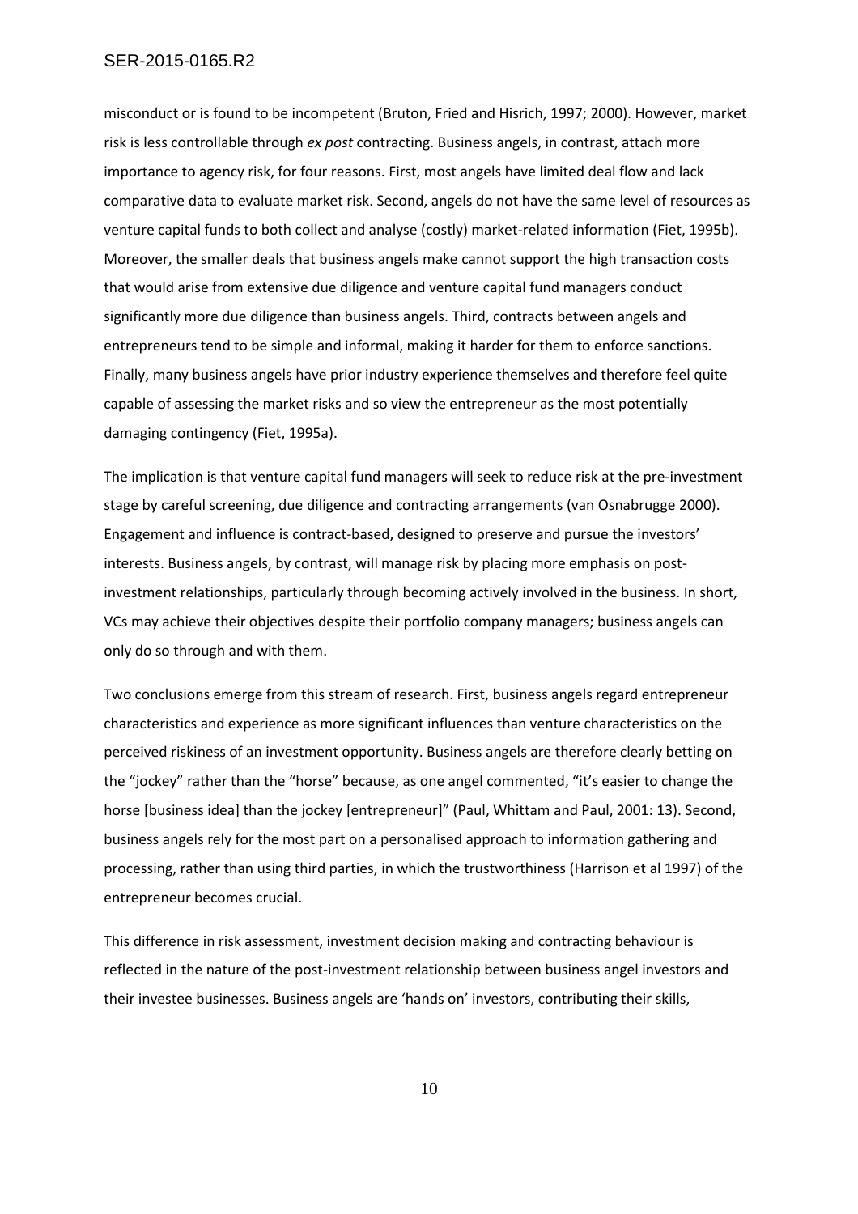misconduct or is found to be incompetent (Bruton, Fried and Hisrich, 1997; 2000). However, market risk is less controllable through *ex post* contracting. Business angels, in contrast, attach more importance to agency risk, for four reasons. First, most angels have limited deal flow and lack comparative data to evaluate market risk. Second, angels do not have the same level of resources as venture capital funds to both collect and analyse (costly) market-related information (Fiet, 1995b). Moreover, the smaller deals that business angels make cannot support the high transaction costs that would arise from extensive due diligence and venture capital fund managers conduct significantly more due diligence than business angels. Third, contracts between angels and entrepreneurs tend to be simple and informal, making it harder for them to enforce sanctions. Finally, many business angels have prior industry experience themselves and therefore feel quite capable of assessing the market risks and so view the entrepreneur as the most potentially damaging contingency (Fiet, 1995a).

The implication is that venture capital fund managers will seek to reduce risk at the pre-investment stage by careful screening, due diligence and contracting arrangements (van Osnabrugge 2000). Engagement and influence is contract-based, designed to preserve and pursue the investors' interests. Business angels, by contrast, will manage risk by placing more emphasis on post-investment relationships, particularly through becoming actively involved in the business. In short, VCs may achieve their objectives despite their portfolio company managers; business angels can only do so through and with them.

Two conclusions emerge from this stream of research. First, business angels regard entrepreneur characteristics and experience as more significant influences than venture characteristics on the perceived riskiness of an investment opportunity. Business angels are therefore clearly betting on the "jockey" rather than the "horse" because, as one angel commented, "it's easier to change the horse [business idea] than the jockey [entrepreneur]" (Paul, Whittam and Paul, 2001: 13). Second, business angels rely for the most part on a personalised approach to information gathering and processing, rather than using third parties, in which the trustworthiness (Harrison et al 1997) of the entrepreneur becomes crucial.

This difference in risk assessment, investment decision making and contracting behaviour is reflected in the nature of the post-investment relationship between business angel investors and their investee businesses. Business angels are 'hands on' investors, contributing their skills,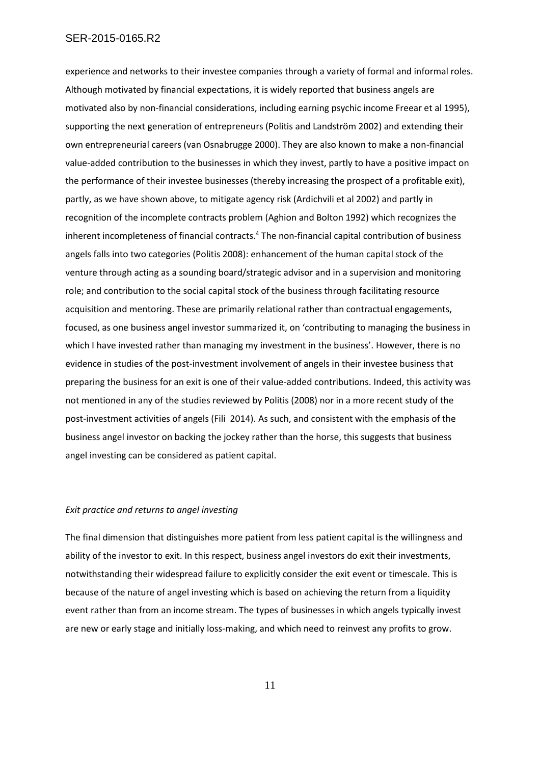experience and networks to their investee companies through a variety of formal and informal roles. Although motivated by financial expectations, it is widely reported that business angels are motivated also by non-financial considerations, including earning psychic income Freear et al 1995), supporting the next generation of entrepreneurs (Politis and Landström 2002) and extending their own entrepreneurial careers (van Osnabrugge 2000). They are also known to make a non-financial value-added contribution to the businesses in which they invest, partly to have a positive impact on the performance of their investee businesses (thereby increasing the prospect of a profitable exit), partly, as we have shown above, to mitigate agency risk (Ardichvili et al 2002) and partly in recognition of the incomplete contracts problem (Aghion and Bolton 1992) which recognizes the inherent incompleteness of financial contracts.[4] The non-financial capital contribution of business angels falls into two categories (Politis 2008): enhancement of the human capital stock of the venture through acting as a sounding board/strategic advisor and in a supervision and monitoring role; and contribution to the social capital stock of the business through facilitating resource acquisition and mentoring. These are primarily relational rather than contractual engagements, focused, as one business angel investor summarized it, on 'contributing to managing the business in which I have invested rather than managing my investment in the business'. However, there is no evidence in studies of the post-investment involvement of angels in their investee business that preparing the business for an exit is one of their value-added contributions. Indeed, this activity was not mentioned in any of the studies reviewed by Politis (2008) nor in a more recent study of the post-investment activities of angels (Fili 2014). As such, and consistent with the emphasis of the business angel investor on backing the jockey rather than the horse, this suggests that business angel investing can be considered as patient capital.

*Exit practice and returns to angel investing*

The final dimension that distinguishes more patient from less patient capital is the willingness and ability of the investor to exit. In this respect, business angel investors do exit their investments, notwithstanding their widespread failure to explicitly consider the exit event or timescale. This is because of the nature of angel investing which is based on achieving the return from a liquidity event rather than from an income stream. The types of businesses in which angels typically invest are new or early stage and initially loss-making, and which need to reinvest any profits to grow.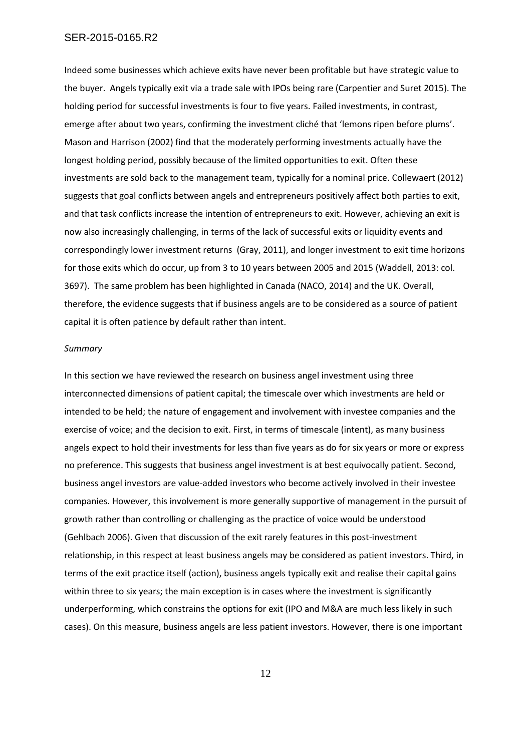Indeed some businesses which achieve exits have never been profitable but have strategic value to the buyer. Angels typically exit via a trade sale with IPOs being rare (Carpentier and Suret 2015). The holding period for successful investments is four to five years. Failed investments, in contrast, emerge after about two years, confirming the investment cliché that 'lemons ripen before plums'. Mason and Harrison (2002) find that the moderately performing investments actually have the longest holding period, possibly because of the limited opportunities to exit. Often these investments are sold back to the management team, typically for a nominal price. Collewaert (2012) suggests that goal conflicts between angels and entrepreneurs positively affect both parties to exit, and that task conflicts increase the intention of entrepreneurs to exit. However, achieving an exit is now also increasingly challenging, in terms of the lack of successful exits or liquidity events and correspondingly lower investment returns (Gray, 2011), and longer investment to exit time horizons for those exits which do occur, up from 3 to 10 years between 2005 and 2015 (Waddell, 2013: col. 3697). The same problem has been highlighted in Canada (NACO, 2014) and the UK. Overall, therefore, the evidence suggests that if business angels are to be considered as a source of patient capital it is often patience by default rather than intent.

*Summary*

In this section we have reviewed the research on business angel investment using three interconnected dimensions of patient capital; the timescale over which investments are held or intended to be held; the nature of engagement and involvement with investee companies and the exercise of voice; and the decision to exit. First, in terms of timescale (intent), as many business angels expect to hold their investments for less than five years as do for six years or more or express no preference. This suggests that business angel investment is at best equivocally patient. Second, business angel investors are value-added investors who become actively involved in their investee companies. However, this involvement is more generally supportive of management in the pursuit of growth rather than controlling or challenging as the practice of voice would be understood (Gehlbach 2006). Given that discussion of the exit rarely features in this post-investment relationship, in this respect at least business angels may be considered as patient investors. Third, in terms of the exit practice itself (action), business angels typically exit and realise their capital gains within three to six years; the main exception is in cases where the investment is significantly underperforming, which constrains the options for exit (IPO and M&A are much less likely in such cases). On this measure, business angels are less patient investors. However, there is one important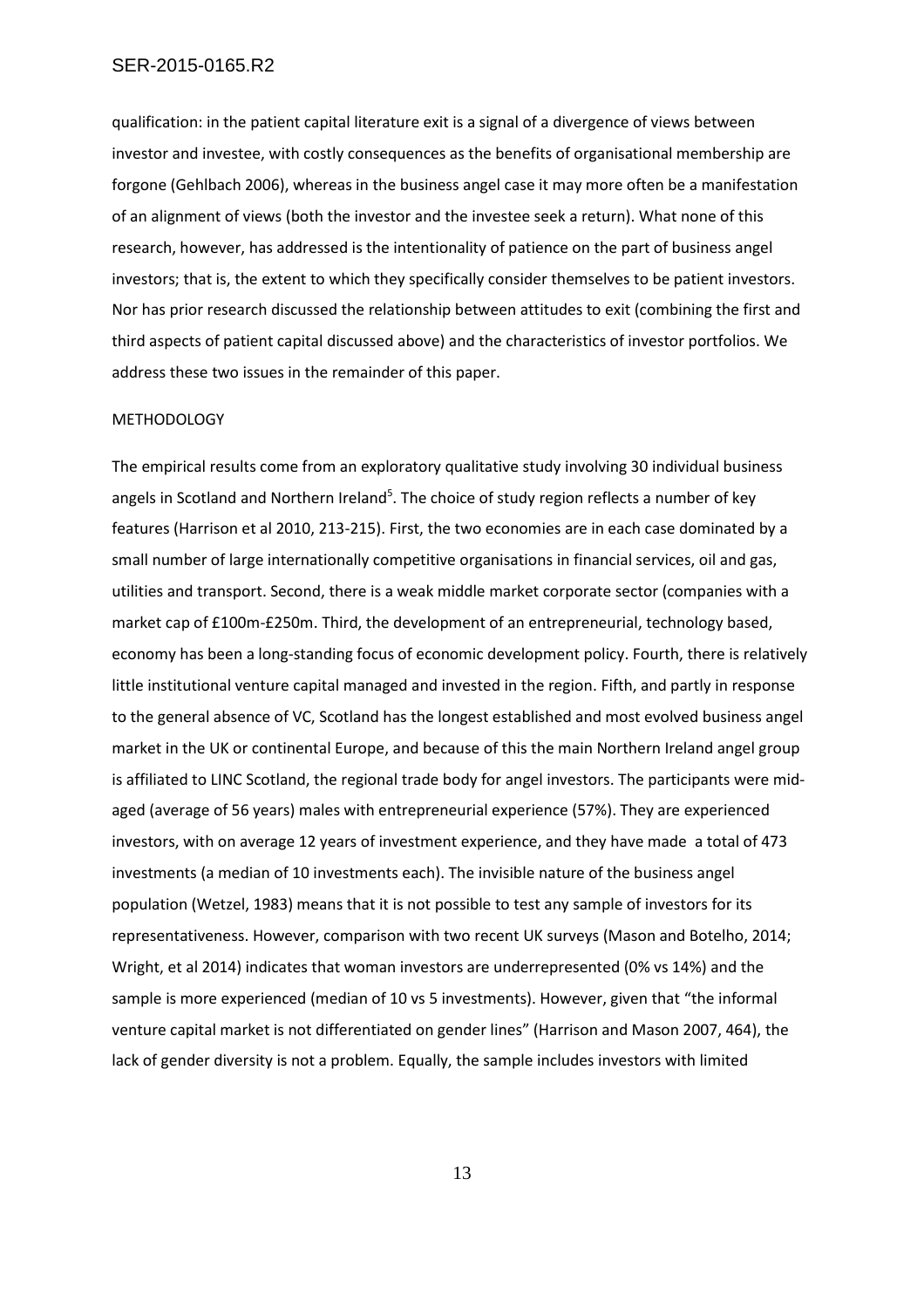qualification: in the patient capital literature exit is a signal of a divergence of views between investor and investee, with costly consequences as the benefits of organisational membership are forgone (Gehlbach 2006), whereas in the business angel case it may more often be a manifestation of an alignment of views (both the investor and the investee seek a return). What none of this research, however, has addressed is the intentionality of patience on the part of business angel investors; that is, the extent to which they specifically consider themselves to be patient investors. Nor has prior research discussed the relationship between attitudes to exit (combining the first and third aspects of patient capital discussed above) and the characteristics of investor portfolios. We address these two issues in the remainder of this paper.

## METHODOLOGY

The empirical results come from an exploratory qualitative study involving 30 individual business angels in Scotland and Northern Ireland[5]. The choice of study region reflects a number of key features (Harrison et al 2010, 213-215). First, the two economies are in each case dominated by a small number of large internationally competitive organisations in financial services, oil and gas, utilities and transport. Second, there is a weak middle market corporate sector (companies with a market cap of £100m-£250m. Third, the development of an entrepreneurial, technology based, economy has been a long-standing focus of economic development policy. Fourth, there is relatively little institutional venture capital managed and invested in the region. Fifth, and partly in response to the general absence of VC, Scotland has the longest established and most evolved business angel market in the UK or continental Europe, and because of this the main Northern Ireland angel group is affiliated to LINC Scotland, the regional trade body for angel investors. The participants were mid-aged (average of 56 years) males with entrepreneurial experience (57%). They are experienced investors, with on average 12 years of investment experience, and they have made a total of 473 investments (a median of 10 investments each). The invisible nature of the business angel population (Wetzel, 1983) means that it is not possible to test any sample of investors for its representativeness. However, comparison with two recent UK surveys (Mason and Botelho, 2014; Wright, et al 2014) indicates that woman investors are underrepresented (0% vs 14%) and the sample is more experienced (median of 10 vs 5 investments). However, given that "the informal venture capital market is not differentiated on gender lines" (Harrison and Mason 2007, 464), the lack of gender diversity is not a problem. Equally, the sample includes investors with limited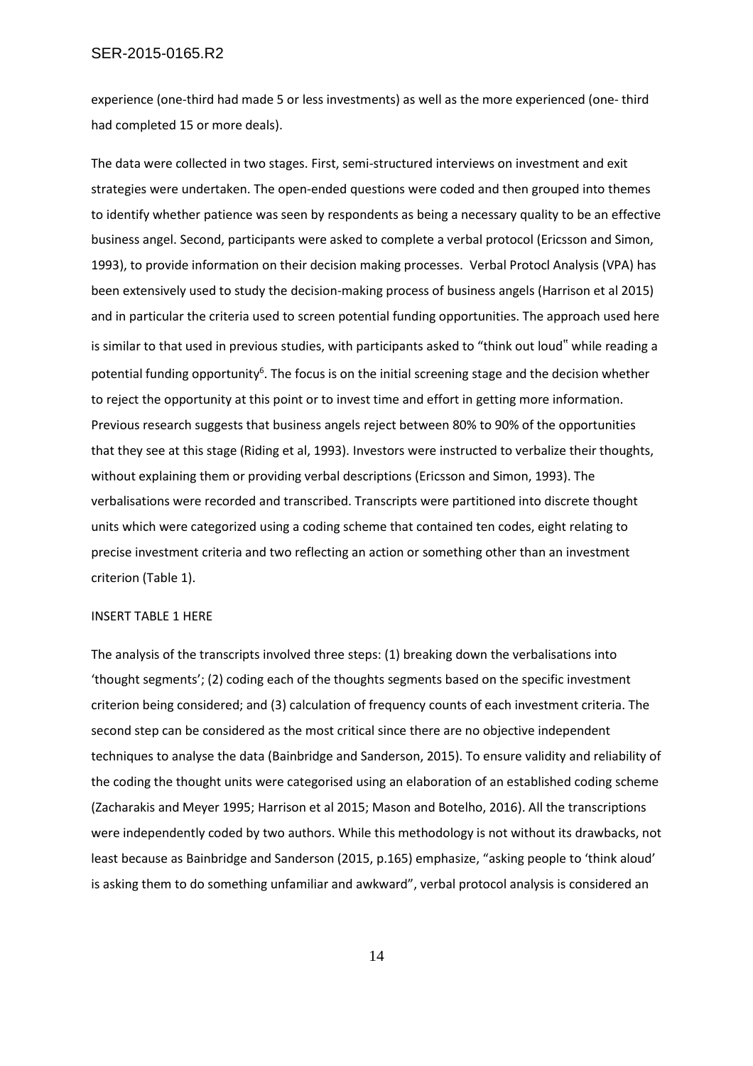experience (one-third had made 5 or less investments) as well as the more experienced (one- third had completed 15 or more deals).

The data were collected in two stages. First, semi-structured interviews on investment and exit strategies were undertaken. The open-ended questions were coded and then grouped into themes to identify whether patience was seen by respondents as being a necessary quality to be an effective business angel. Second, participants were asked to complete a verbal protocol (Ericsson and Simon, 1993), to provide information on their decision making processes. Verbal Protocl Analysis (VPA) has been extensively used to study the decision-making process of business angels (Harrison et al 2015) and in particular the criteria used to screen potential funding opportunities. The approach used here is similar to that used in previous studies, with participants asked to "think out loud" while reading a potential funding opportunity[6]. The focus is on the initial screening stage and the decision whether to reject the opportunity at this point or to invest time and effort in getting more information. Previous research suggests that business angels reject between 80% to 90% of the opportunities that they see at this stage (Riding et al, 1993). Investors were instructed to verbalize their thoughts, without explaining them or providing verbal descriptions (Ericsson and Simon, 1993). The verbalisations were recorded and transcribed. Transcripts were partitioned into discrete thought units which were categorized using a coding scheme that contained ten codes, eight relating to precise investment criteria and two reflecting an action or something other than an investment criterion (Table 1).

INSERT TABLE 1 HERE

The analysis of the transcripts involved three steps: (1) breaking down the verbalisations into 'thought segments'; (2) coding each of the thoughts segments based on the specific investment criterion being considered; and (3) calculation of frequency counts of each investment criteria. The second step can be considered as the most critical since there are no objective independent techniques to analyse the data (Bainbridge and Sanderson, 2015). To ensure validity and reliability of the coding the thought units were categorised using an elaboration of an established coding scheme (Zacharakis and Meyer 1995; Harrison et al 2015; Mason and Botelho, 2016). All the transcriptions were independently coded by two authors. While this methodology is not without its drawbacks, not least because as Bainbridge and Sanderson (2015, p.165) emphasize, "asking people to 'think aloud' is asking them to do something unfamiliar and awkward", verbal protocol analysis is considered an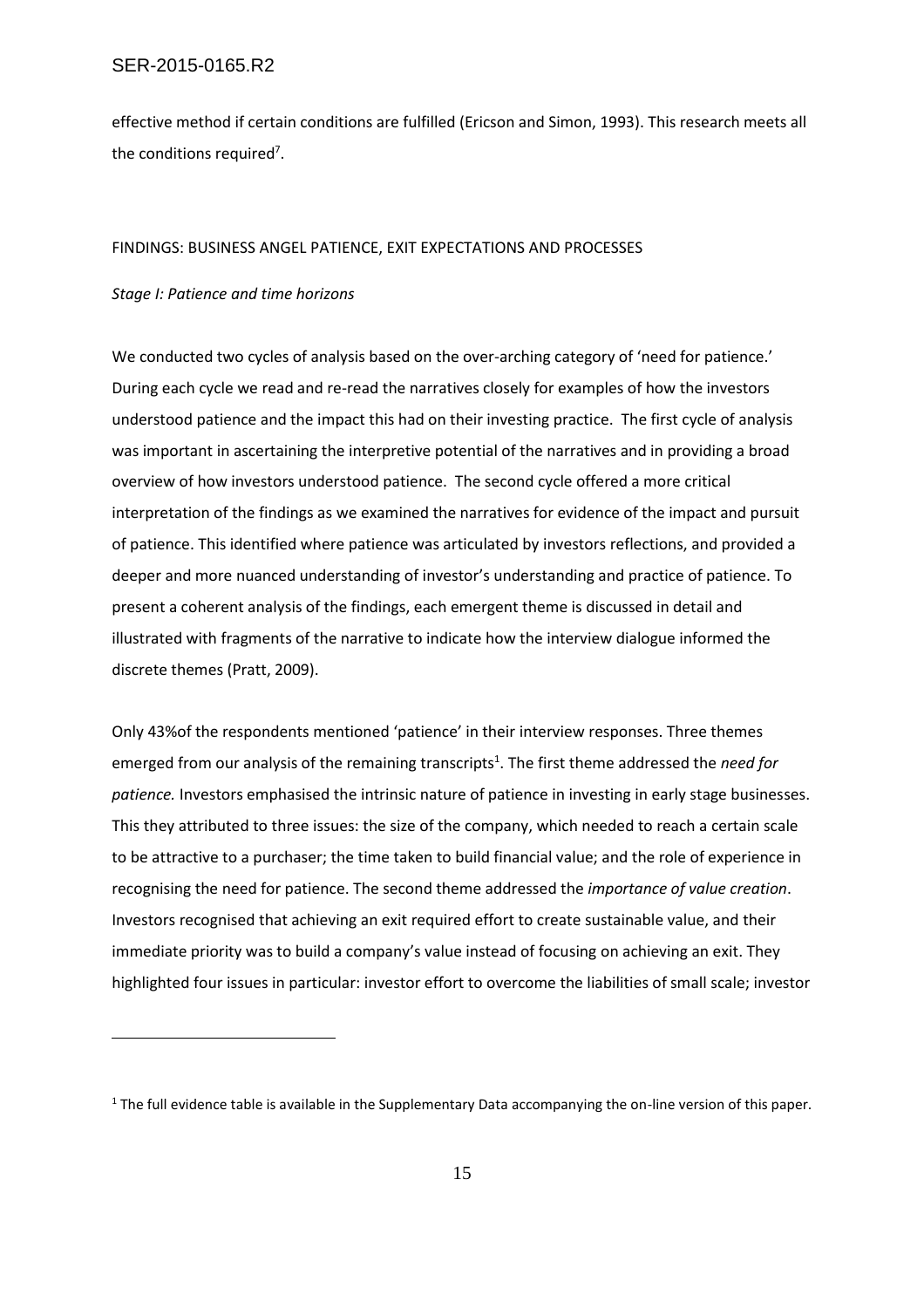effective method if certain conditions are fulfilled (Ericson and Simon, 1993). This research meets all the conditions required[7].

## FINDINGS: BUSINESS ANGEL PATIENCE, EXIT EXPECTATIONS AND PROCESSES

### *Stage I: Patience and time horizons*

We conducted two cycles of analysis based on the over-arching category of 'need for patience.' During each cycle we read and re-read the narratives closely for examples of how the investors understood patience and the impact this had on their investing practice. The first cycle of analysis was important in ascertaining the interpretive potential of the narratives and in providing a broad overview of how investors understood patience. The second cycle offered a more critical interpretation of the findings as we examined the narratives for evidence of the impact and pursuit of patience. This identified where patience was articulated by investors reflections, and provided a deeper and more nuanced understanding of investor's understanding and practice of patience. To present a coherent analysis of the findings, each emergent theme is discussed in detail and illustrated with fragments of the narrative to indicate how the interview dialogue informed the discrete themes (Pratt, 2009).

Only 43%of the respondents mentioned 'patience' in their interview responses. Three themes emerged from our analysis of the remaining transcripts[1]. The first theme addressed the *need for patience.* Investors emphasised the intrinsic nature of patience in investing in early stage businesses. This they attributed to three issues: the size of the company, which needed to reach a certain scale to be attractive to a purchaser; the time taken to build financial value; and the role of experience in recognising the need for patience. The second theme addressed the *importance of value creation*. Investors recognised that achieving an exit required effort to create sustainable value, and their immediate priority was to build a company's value instead of focusing on achieving an exit. They highlighted four issues in particular: investor effort to overcome the liabilities of small scale; investor

[1] The full evidence table is available in the Supplementary Data accompanying the on-line version of this paper.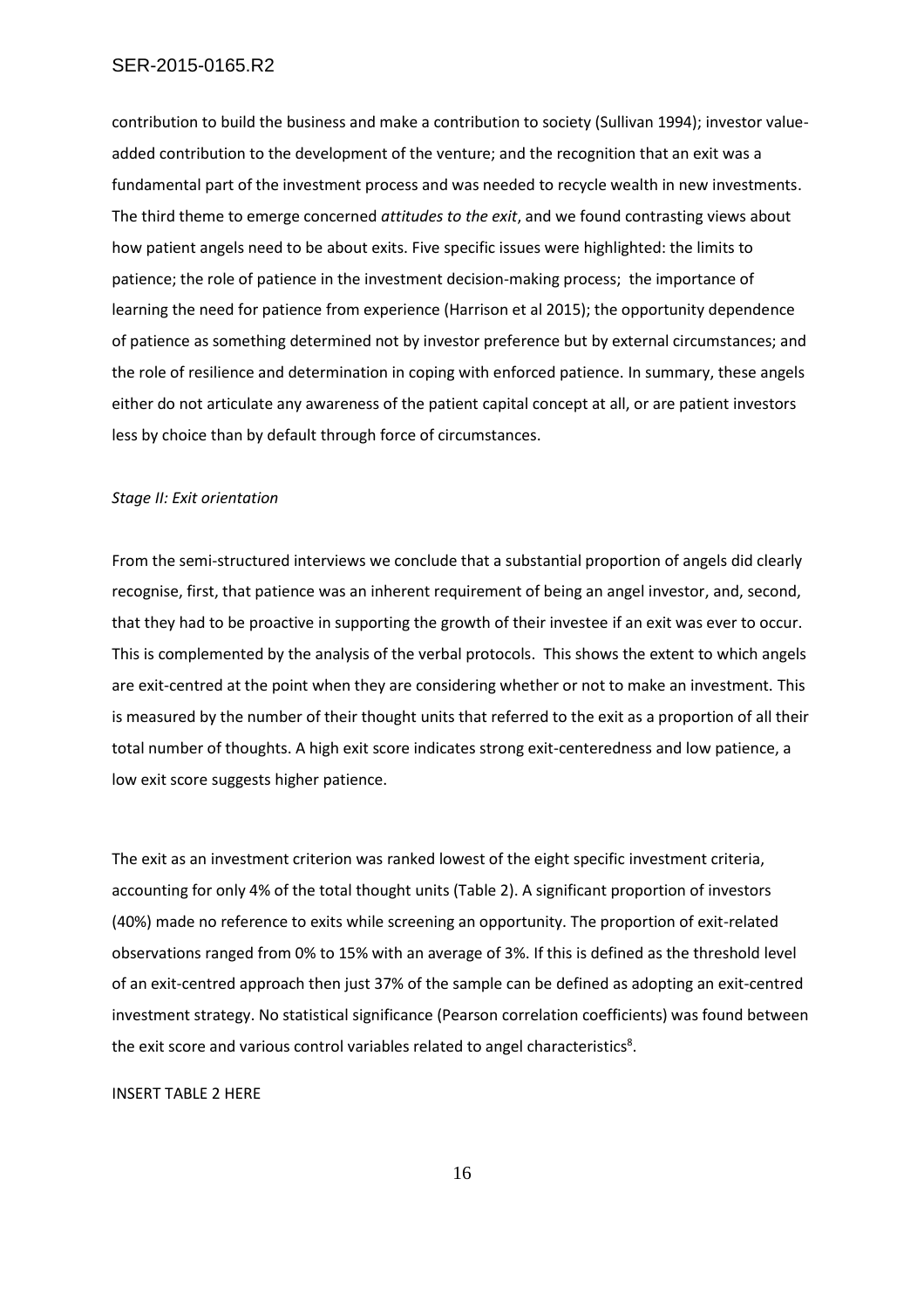contribution to build the business and make a contribution to society (Sullivan 1994); investor value-added contribution to the development of the venture; and the recognition that an exit was a fundamental part of the investment process and was needed to recycle wealth in new investments. The third theme to emerge concerned *attitudes to the exit*, and we found contrasting views about how patient angels need to be about exits. Five specific issues were highlighted: the limits to patience; the role of patience in the investment decision-making process; the importance of learning the need for patience from experience (Harrison et al 2015); the opportunity dependence of patience as something determined not by investor preference but by external circumstances; and the role of resilience and determination in coping with enforced patience. In summary, these angels either do not articulate any awareness of the patient capital concept at all, or are patient investors less by choice than by default through force of circumstances.

*Stage II: Exit orientation*

From the semi-structured interviews we conclude that a substantial proportion of angels did clearly recognise, first, that patience was an inherent requirement of being an angel investor, and, second, that they had to be proactive in supporting the growth of their investee if an exit was ever to occur. This is complemented by the analysis of the verbal protocols. This shows the extent to which angels are exit-centred at the point when they are considering whether or not to make an investment. This is measured by the number of their thought units that referred to the exit as a proportion of all their total number of thoughts. A high exit score indicates strong exit-centeredness and low patience, a low exit score suggests higher patience.

The exit as an investment criterion was ranked lowest of the eight specific investment criteria, accounting for only 4% of the total thought units (Table 2). A significant proportion of investors (40%) made no reference to exits while screening an opportunity. The proportion of exit-related observations ranged from 0% to 15% with an average of 3%. If this is defined as the threshold level of an exit-centred approach then just 37% of the sample can be defined as adopting an exit-centred investment strategy. No statistical significance (Pearson correlation coefficients) was found between the exit score and various control variables related to angel characteristics[8].

INSERT TABLE 2 HERE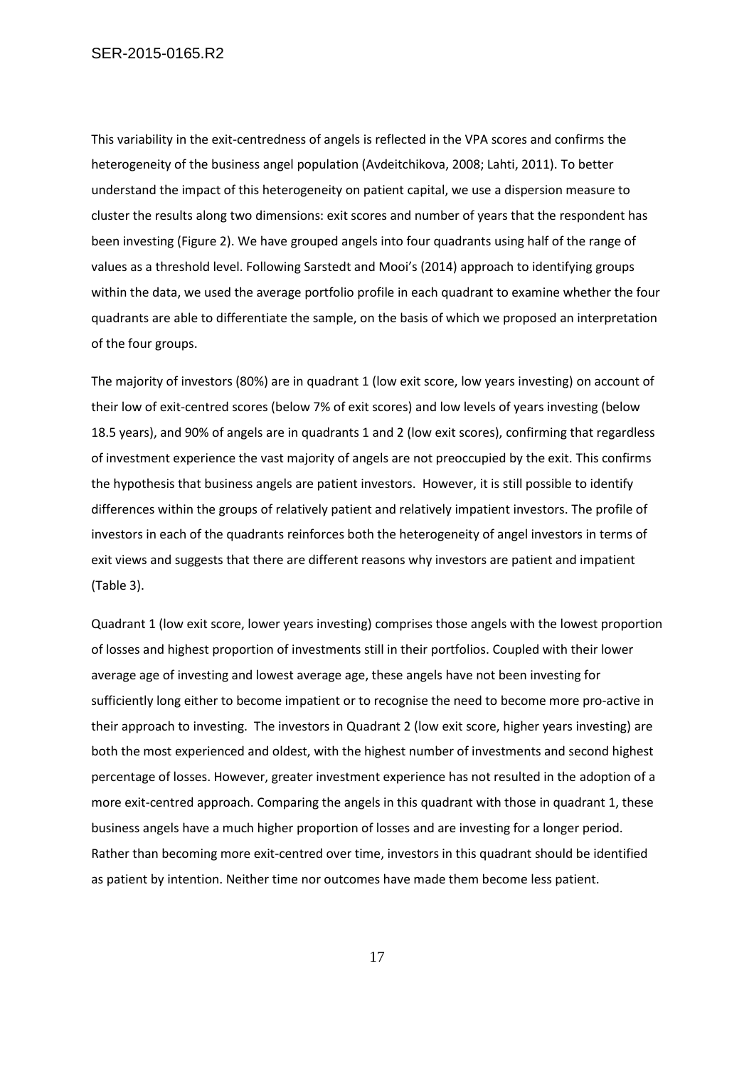This variability in the exit-centredness of angels is reflected in the VPA scores and confirms the heterogeneity of the business angel population (Avdeitchikova, 2008; Lahti, 2011). To better understand the impact of this heterogeneity on patient capital, we use a dispersion measure to cluster the results along two dimensions: exit scores and number of years that the respondent has been investing (Figure 2). We have grouped angels into four quadrants using half of the range of values as a threshold level. Following Sarstedt and Mooi's (2014) approach to identifying groups within the data, we used the average portfolio profile in each quadrant to examine whether the four quadrants are able to differentiate the sample, on the basis of which we proposed an interpretation of the four groups.

The majority of investors (80%) are in quadrant 1 (low exit score, low years investing) on account of their low of exit-centred scores (below 7% of exit scores) and low levels of years investing (below 18.5 years), and 90% of angels are in quadrants 1 and 2 (low exit scores), confirming that regardless of investment experience the vast majority of angels are not preoccupied by the exit. This confirms the hypothesis that business angels are patient investors. However, it is still possible to identify differences within the groups of relatively patient and relatively impatient investors. The profile of investors in each of the quadrants reinforces both the heterogeneity of angel investors in terms of exit views and suggests that there are different reasons why investors are patient and impatient (Table 3).

Quadrant 1 (low exit score, lower years investing) comprises those angels with the lowest proportion of losses and highest proportion of investments still in their portfolios. Coupled with their lower average age of investing and lowest average age, these angels have not been investing for sufficiently long either to become impatient or to recognise the need to become more pro-active in their approach to investing. The investors in Quadrant 2 (low exit score, higher years investing) are both the most experienced and oldest, with the highest number of investments and second highest percentage of losses. However, greater investment experience has not resulted in the adoption of a more exit-centred approach. Comparing the angels in this quadrant with those in quadrant 1, these business angels have a much higher proportion of losses and are investing for a longer period. Rather than becoming more exit-centred over time, investors in this quadrant should be identified as patient by intention. Neither time nor outcomes have made them become less patient.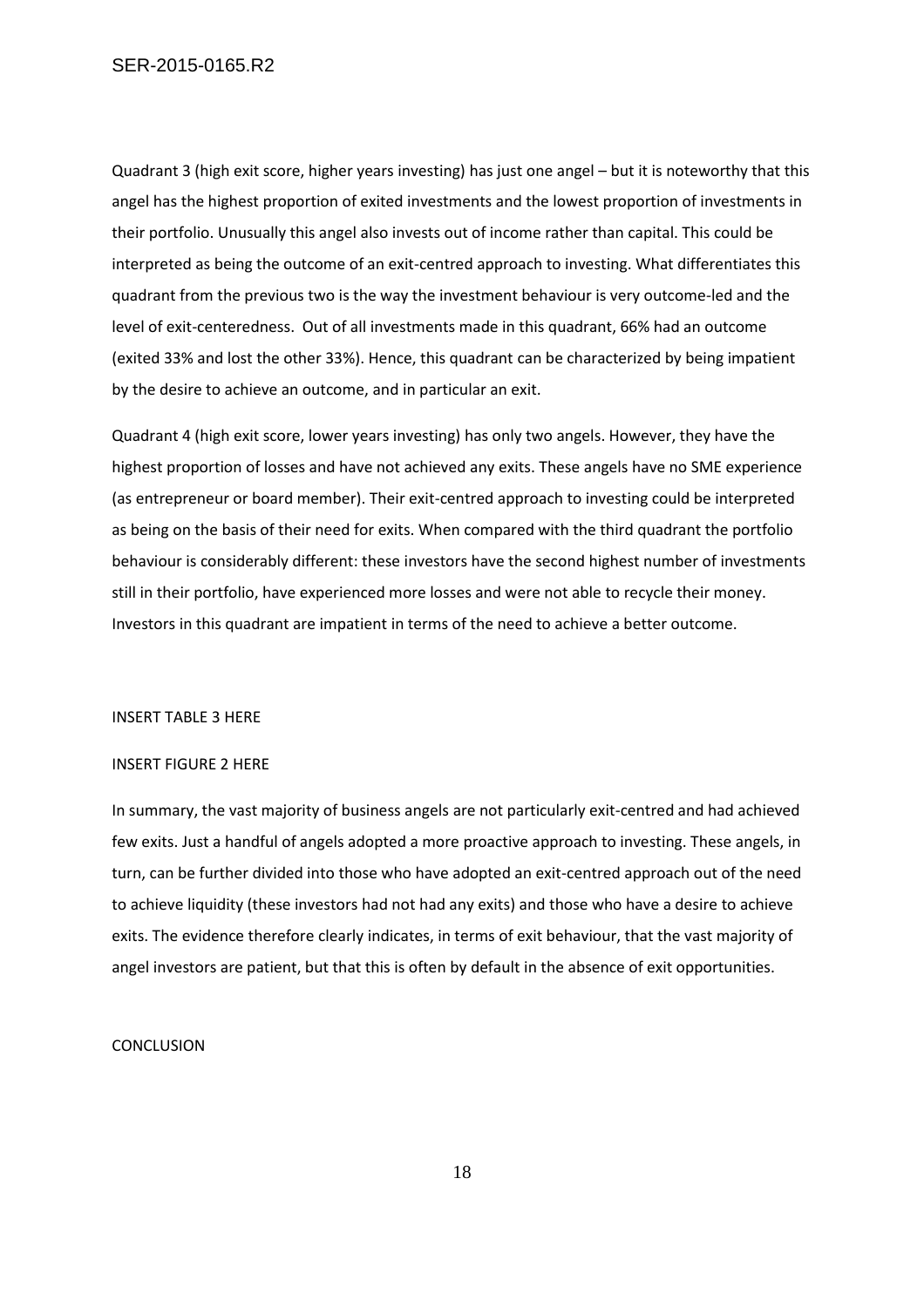Quadrant 3 (high exit score, higher years investing) has just one angel – but it is noteworthy that this angel has the highest proportion of exited investments and the lowest proportion of investments in their portfolio. Unusually this angel also invests out of income rather than capital. This could be interpreted as being the outcome of an exit-centred approach to investing. What differentiates this quadrant from the previous two is the way the investment behaviour is very outcome-led and the level of exit-centeredness. Out of all investments made in this quadrant, 66% had an outcome (exited 33% and lost the other 33%). Hence, this quadrant can be characterized by being impatient by the desire to achieve an outcome, and in particular an exit.

Quadrant 4 (high exit score, lower years investing) has only two angels. However, they have the highest proportion of losses and have not achieved any exits. These angels have no SME experience (as entrepreneur or board member). Their exit-centred approach to investing could be interpreted as being on the basis of their need for exits. When compared with the third quadrant the portfolio behaviour is considerably different: these investors have the second highest number of investments still in their portfolio, have experienced more losses and were not able to recycle their money. Investors in this quadrant are impatient in terms of the need to achieve a better outcome.

INSERT TABLE 3 HERE

INSERT FIGURE 2 HERE

In summary, the vast majority of business angels are not particularly exit-centred and had achieved few exits. Just a handful of angels adopted a more proactive approach to investing. These angels, in turn, can be further divided into those who have adopted an exit-centred approach out of the need to achieve liquidity (these investors had not had any exits) and those who have a desire to achieve exits. The evidence therefore clearly indicates, in terms of exit behaviour, that the vast majority of angel investors are patient, but that this is often by default in the absence of exit opportunities.

## CONCLUSION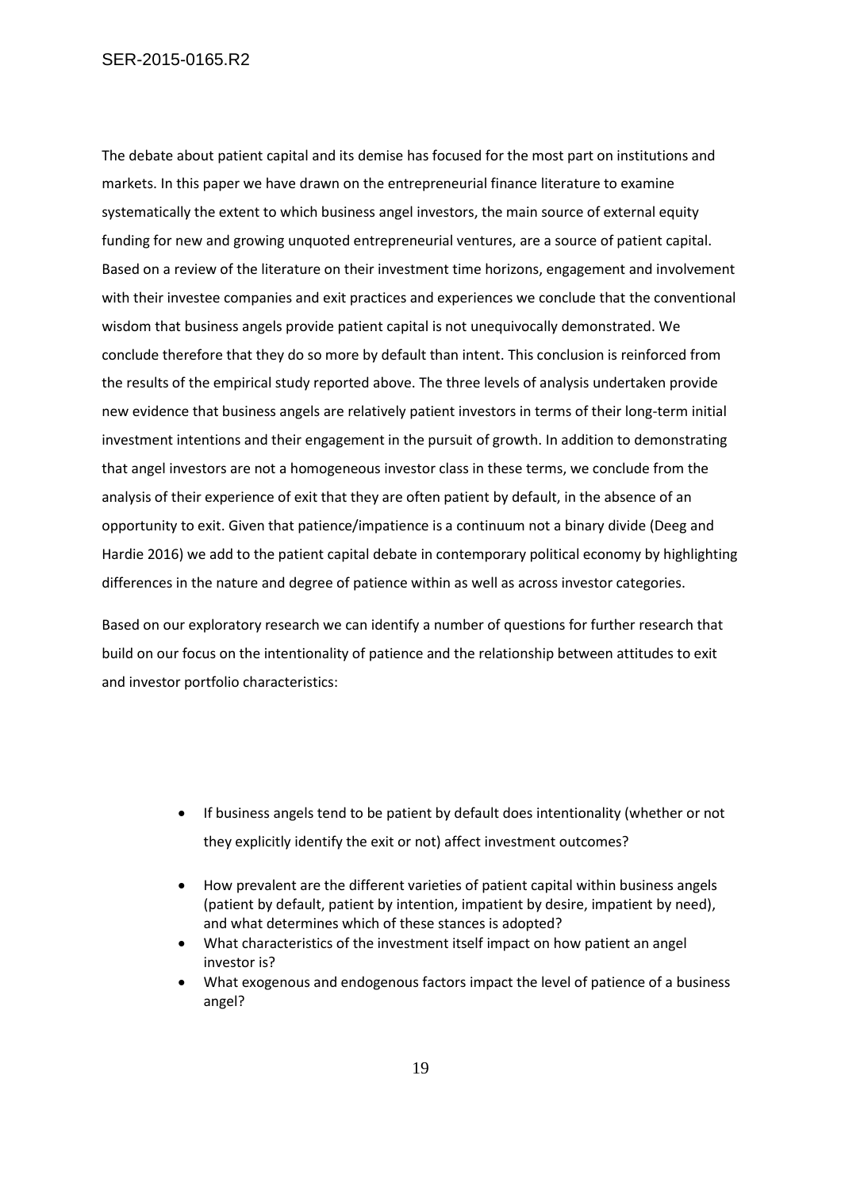The debate about patient capital and its demise has focused for the most part on institutions and markets. In this paper we have drawn on the entrepreneurial finance literature to examine systematically the extent to which business angel investors, the main source of external equity funding for new and growing unquoted entrepreneurial ventures, are a source of patient capital. Based on a review of the literature on their investment time horizons, engagement and involvement with their investee companies and exit practices and experiences we conclude that the conventional wisdom that business angels provide patient capital is not unequivocally demonstrated. We conclude therefore that they do so more by default than intent. This conclusion is reinforced from the results of the empirical study reported above. The three levels of analysis undertaken provide new evidence that business angels are relatively patient investors in terms of their long-term initial investment intentions and their engagement in the pursuit of growth. In addition to demonstrating that angel investors are not a homogeneous investor class in these terms, we conclude from the analysis of their experience of exit that they are often patient by default, in the absence of an opportunity to exit. Given that patience/impatience is a continuum not a binary divide (Deeg and Hardie 2016) we add to the patient capital debate in contemporary political economy by highlighting differences in the nature and degree of patience within as well as across investor categories.

Based on our exploratory research we can identify a number of questions for further research that build on our focus on the intentionality of patience and the relationship between attitudes to exit and investor portfolio characteristics:

- If business angels tend to be patient by default does intentionality (whether or not they explicitly identify the exit or not) affect investment outcomes?
- How prevalent are the different varieties of patient capital within business angels (patient by default, patient by intention, impatient by desire, impatient by need), and what determines which of these stances is adopted?
- What characteristics of the investment itself impact on how patient an angel investor is?
- What exogenous and endogenous factors impact the level of patience of a business angel?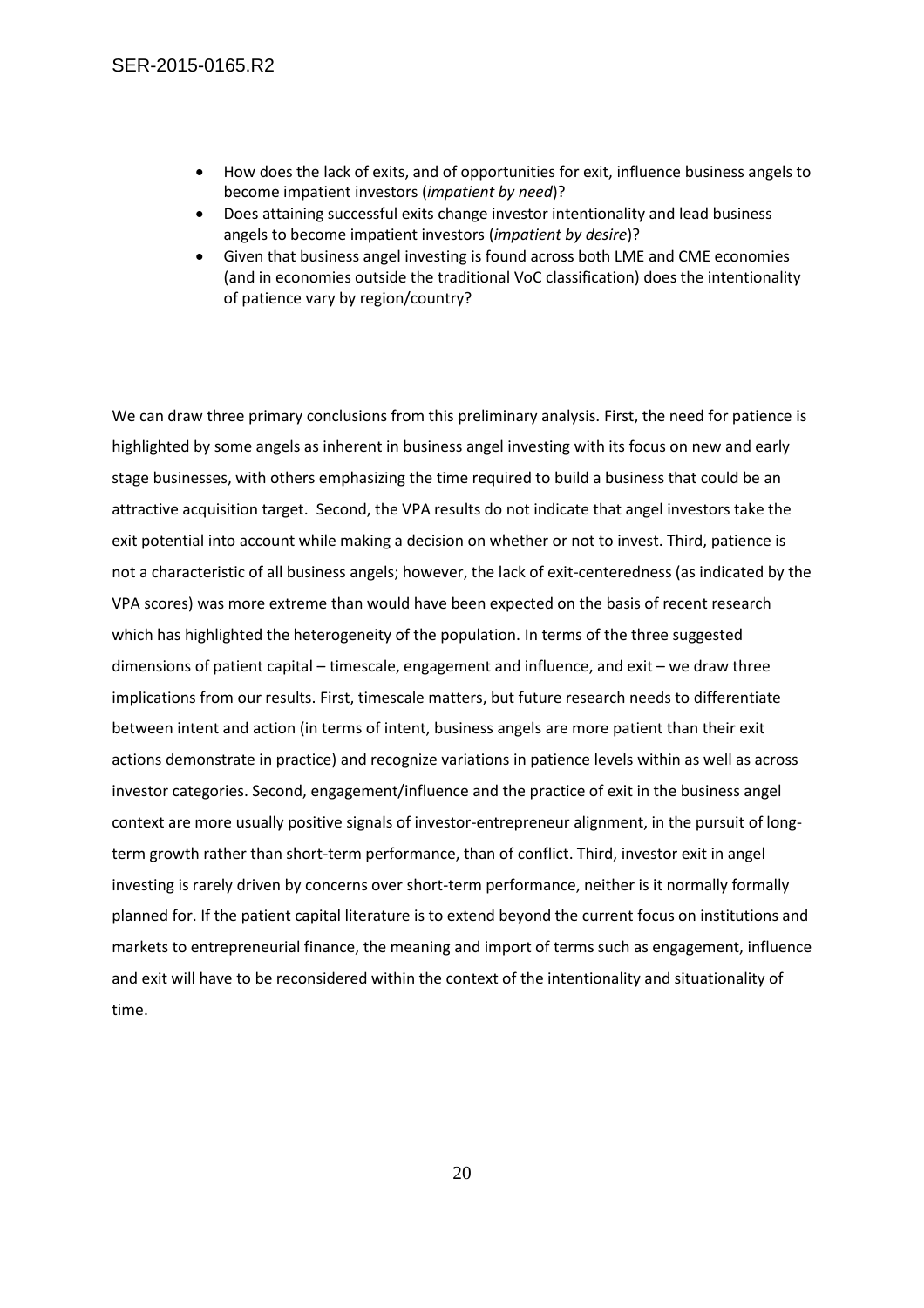- How does the lack of exits, and of opportunities for exit, influence business angels to become impatient investors (*impatient by need*)?
- Does attaining successful exits change investor intentionality and lead business angels to become impatient investors (*impatient by desire*)?
- Given that business angel investing is found across both LME and CME economies (and in economies outside the traditional VoC classification) does the intentionality of patience vary by region/country?

We can draw three primary conclusions from this preliminary analysis. First, the need for patience is highlighted by some angels as inherent in business angel investing with its focus on new and early stage businesses, with others emphasizing the time required to build a business that could be an attractive acquisition target. Second, the VPA results do not indicate that angel investors take the exit potential into account while making a decision on whether or not to invest. Third, patience is not a characteristic of all business angels; however, the lack of exit-centeredness (as indicated by the VPA scores) was more extreme than would have been expected on the basis of recent research which has highlighted the heterogeneity of the population. In terms of the three suggested dimensions of patient capital – timescale, engagement and influence, and exit – we draw three implications from our results. First, timescale matters, but future research needs to differentiate between intent and action (in terms of intent, business angels are more patient than their exit actions demonstrate in practice) and recognize variations in patience levels within as well as across investor categories. Second, engagement/influence and the practice of exit in the business angel context are more usually positive signals of investor-entrepreneur alignment, in the pursuit of long-term growth rather than short-term performance, than of conflict. Third, investor exit in angel investing is rarely driven by concerns over short-term performance, neither is it normally formally planned for. If the patient capital literature is to extend beyond the current focus on institutions and markets to entrepreneurial finance, the meaning and import of terms such as engagement, influence and exit will have to be reconsidered within the context of the intentionality and situationality of time.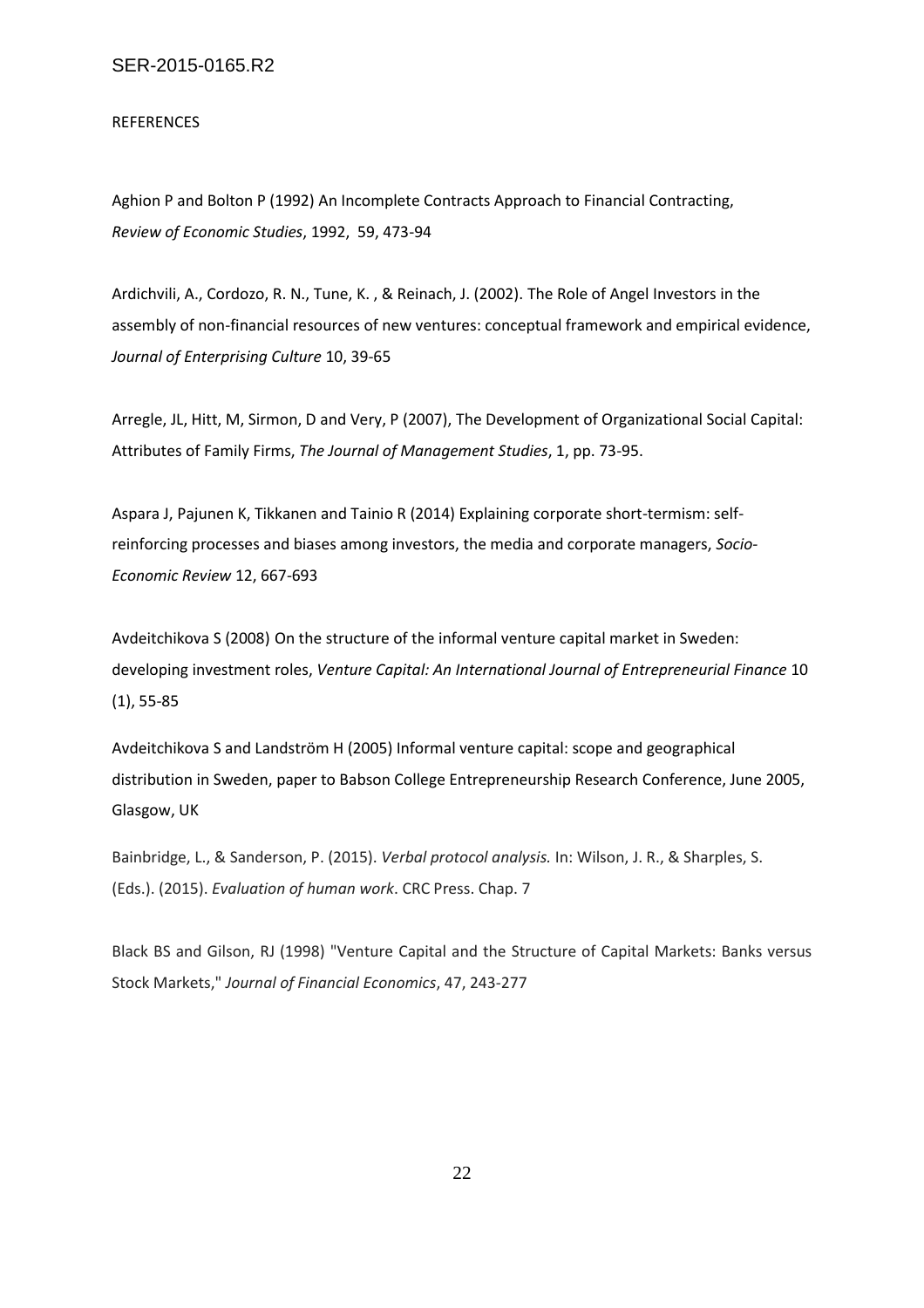REFERENCES

Aghion P and Bolton P (1992) An Incomplete Contracts Approach to Financial Contracting, *Review of Economic Studies*, 1992, 59, 473-94

Ardichvili, A., Cordozo, R. N., Tune, K. , & Reinach, J. (2002). The Role of Angel Investors in the assembly of non-financial resources of new ventures: conceptual framework and empirical evidence, *Journal of Enterprising Culture* 10, 39-65

Arregle, JL, Hitt, M, Sirmon, D and Very, P (2007), The Development of Organizational Social Capital: Attributes of Family Firms, *The Journal of Management Studies*, 1, pp. 73-95.

Aspara J, Pajunen K, Tikkanen and Tainio R (2014) Explaining corporate short-termism: self-reinforcing processes and biases among investors, the media and corporate managers, *Socio-Economic Review* 12, 667-693

Avdeitchikova S (2008) On the structure of the informal venture capital market in Sweden: developing investment roles, *Venture Capital: An International Journal of Entrepreneurial Finance* 10 (1), 55-85

Avdeitchikova S and Landström H (2005) Informal venture capital: scope and geographical distribution in Sweden, paper to Babson College Entrepreneurship Research Conference, June 2005, Glasgow, UK

Bainbridge, L., & Sanderson, P. (2015). *Verbal protocol analysis.* In: Wilson, J. R., & Sharples, S. (Eds.). (2015). *Evaluation of human work*. CRC Press. Chap. 7

Black BS and Gilson, RJ (1998) "Venture Capital and the Structure of Capital Markets: Banks versus Stock Markets," *Journal of Financial Economics*, 47, 243-277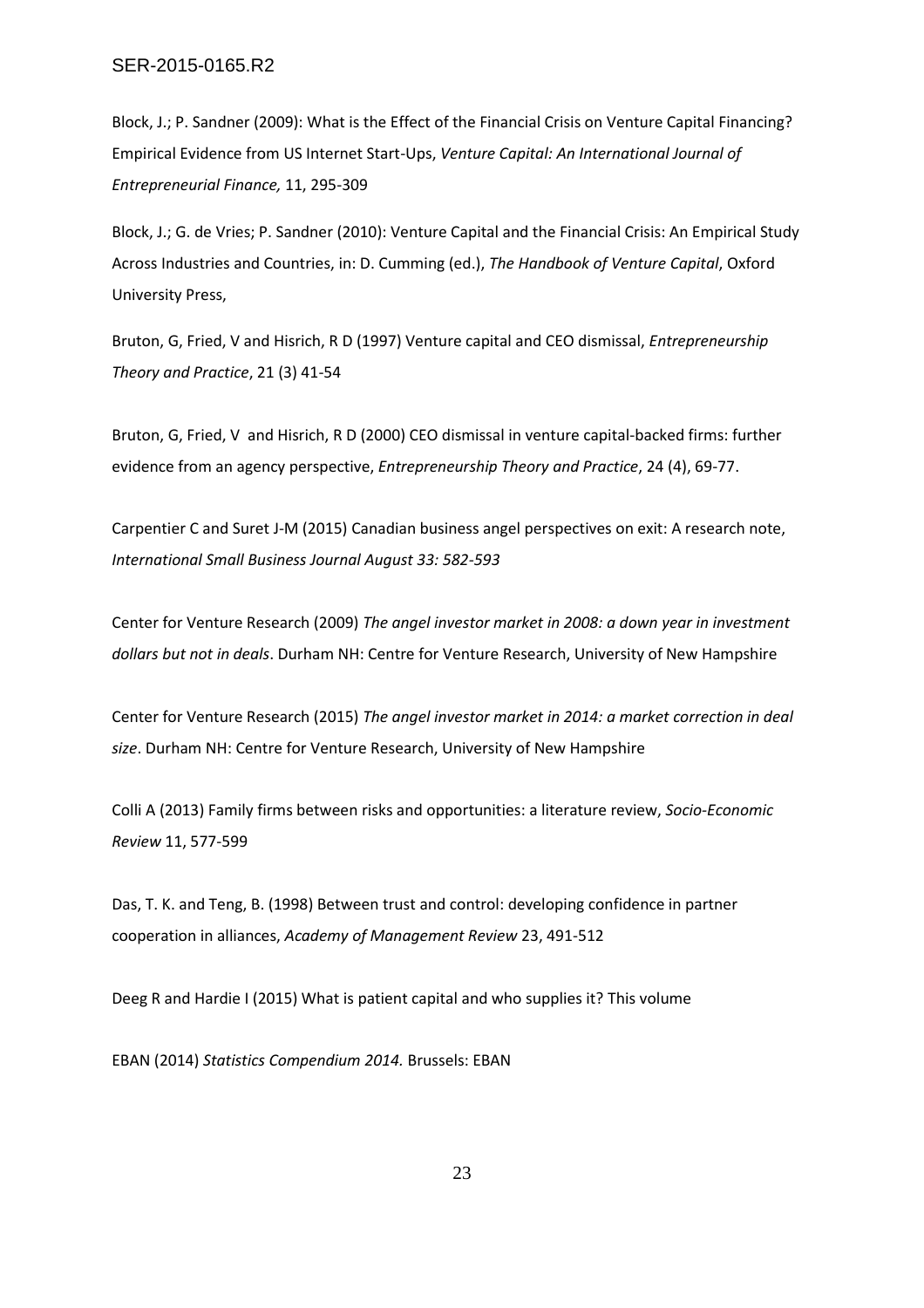Block, J.; P. Sandner (2009): What is the Effect of the Financial Crisis on Venture Capital Financing? Empirical Evidence from US Internet Start-Ups, *Venture Capital: An International Journal of Entrepreneurial Finance,* 11, 295-309

Block, J.; G. de Vries; P. Sandner (2010): Venture Capital and the Financial Crisis: An Empirical Study Across Industries and Countries, in: D. Cumming (ed.), *The Handbook of Venture Capital*, Oxford University Press,

Bruton, G, Fried, V and Hisrich, R D (1997) Venture capital and CEO dismissal, *Entrepreneurship Theory and Practice*, 21 (3) 41-54

Bruton, G, Fried, V and Hisrich, R D (2000) CEO dismissal in venture capital-backed firms: further evidence from an agency perspective, *Entrepreneurship Theory and Practice*, 24 (4), 69-77.

Carpentier C and Suret J-M (2015) Canadian business angel perspectives on exit: A research note, *International Small Business Journal August 33: 582-593*

Center for Venture Research (2009) *The angel investor market in 2008: a down year in investment dollars but not in deals*. Durham NH: Centre for Venture Research, University of New Hampshire

Center for Venture Research (2015) *The angel investor market in 2014: a market correction in deal size*. Durham NH: Centre for Venture Research, University of New Hampshire

Colli A (2013) Family firms between risks and opportunities: a literature review, *Socio-Economic Review* 11, 577-599

Das, T. K. and Teng, B. (1998) Between trust and control: developing confidence in partner cooperation in alliances, *Academy of Management Review* 23, 491-512

Deeg R and Hardie I (2015) What is patient capital and who supplies it? This volume

EBAN (2014) *Statistics Compendium 2014.* Brussels: EBAN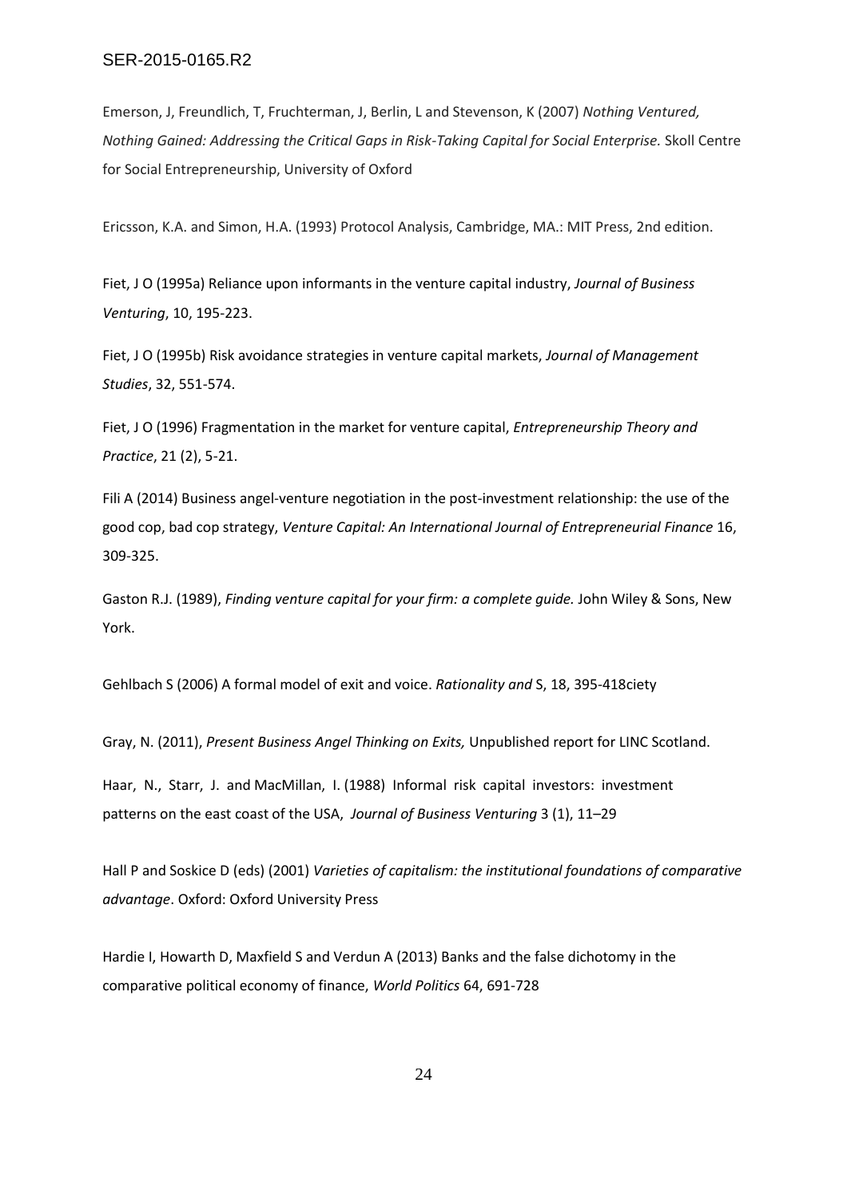Emerson, J, Freundlich, T, Fruchterman, J, Berlin, L and Stevenson, K (2007) *Nothing Ventured, Nothing Gained: Addressing the Critical Gaps in Risk-Taking Capital for Social Enterprise.* Skoll Centre for Social Entrepreneurship, University of Oxford

Ericsson, K.A. and Simon, H.A. (1993) Protocol Analysis, Cambridge, MA.: MIT Press, 2nd edition.

Fiet, J O (1995a) Reliance upon informants in the venture capital industry, *Journal of Business Venturing*, 10, 195-223.

Fiet, J O (1995b) Risk avoidance strategies in venture capital markets, *Journal of Management Studies*, 32, 551-574.

Fiet, J O (1996) Fragmentation in the market for venture capital, *Entrepreneurship Theory and Practice*, 21 (2), 5-21.

Fili A (2014) Business angel-venture negotiation in the post-investment relationship: the use of the good cop, bad cop strategy, *Venture Capital: An International Journal of Entrepreneurial Finance* 16, 309-325.

Gaston R.J. (1989), *Finding venture capital for your firm: a complete guide.* John Wiley & Sons, New York.

Gehlbach S (2006) A formal model of exit and voice. *Rationality and* S, 18, 395-418ciety

Gray, N. (2011), *Present Business Angel Thinking on Exits,* Unpublished report for LINC Scotland.

Haar, N., Starr, J. and MacMillan, I. (1988) Informal risk capital investors: investment patterns on the east coast of the USA, *Journal of Business Venturing* 3 (1), 11–29

Hall P and Soskice D (eds) (2001) *Varieties of capitalism: the institutional foundations of comparative advantage*. Oxford: Oxford University Press

Hardie I, Howarth D, Maxfield S and Verdun A (2013) Banks and the false dichotomy in the comparative political economy of finance, *World Politics* 64, 691-728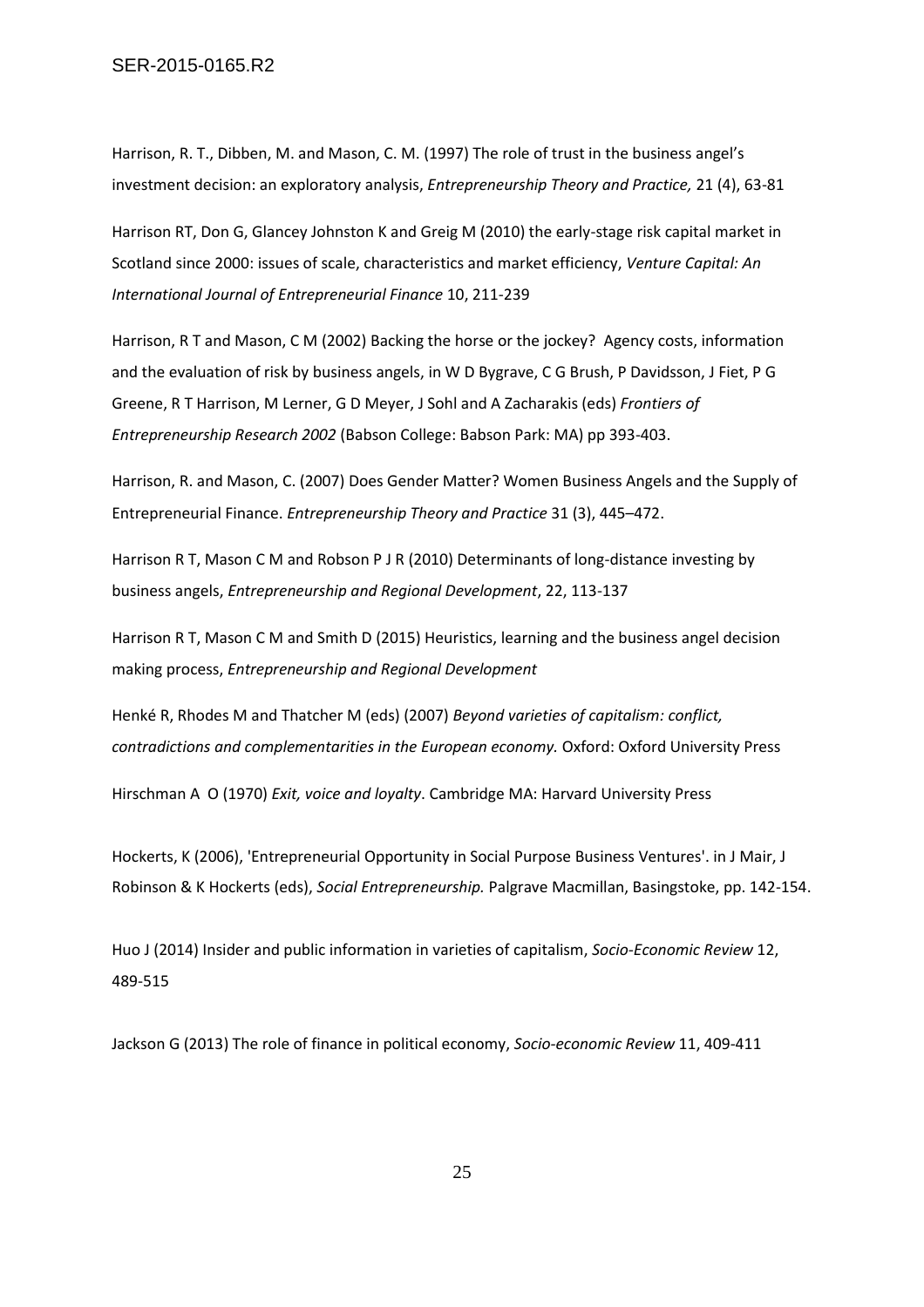Harrison, R. T., Dibben, M. and Mason, C. M. (1997) The role of trust in the business angel's investment decision: an exploratory analysis, *Entrepreneurship Theory and Practice,* 21 (4), 63-81

Harrison RT, Don G, Glancey Johnston K and Greig M (2010) the early-stage risk capital market in Scotland since 2000: issues of scale, characteristics and market efficiency, *Venture Capital: An International Journal of Entrepreneurial Finance* 10, 211-239

Harrison, R T and Mason, C M (2002) Backing the horse or the jockey? Agency costs, information and the evaluation of risk by business angels, in W D Bygrave, C G Brush, P Davidsson, J Fiet, P G Greene, R T Harrison, M Lerner, G D Meyer, J Sohl and A Zacharakis (eds) *Frontiers of Entrepreneurship Research 2002* (Babson College: Babson Park: MA) pp 393-403.

Harrison, R. and Mason, C. (2007) Does Gender Matter? Women Business Angels and the Supply of Entrepreneurial Finance. *Entrepreneurship Theory and Practice* 31 (3), 445–472.

Harrison R T, Mason C M and Robson P J R (2010) Determinants of long-distance investing by business angels, *Entrepreneurship and Regional Development*, 22, 113-137

Harrison R T, Mason C M and Smith D (2015) Heuristics, learning and the business angel decision making process, *Entrepreneurship and Regional Development*

Henké R, Rhodes M and Thatcher M (eds) (2007) *Beyond varieties of capitalism: conflict, contradictions and complementarities in the European economy.* Oxford: Oxford University Press

Hirschman A O (1970) *Exit, voice and loyalty*. Cambridge MA: Harvard University Press

Hockerts, K (2006), 'Entrepreneurial Opportunity in Social Purpose Business Ventures'. in J Mair, J Robinson & K Hockerts (eds), *Social Entrepreneurship.* Palgrave Macmillan, Basingstoke, pp. 142-154.

Huo J (2014) Insider and public information in varieties of capitalism, *Socio-Economic Review* 12, 489-515

Jackson G (2013) The role of finance in political economy, *Socio-economic Review* 11, 409-411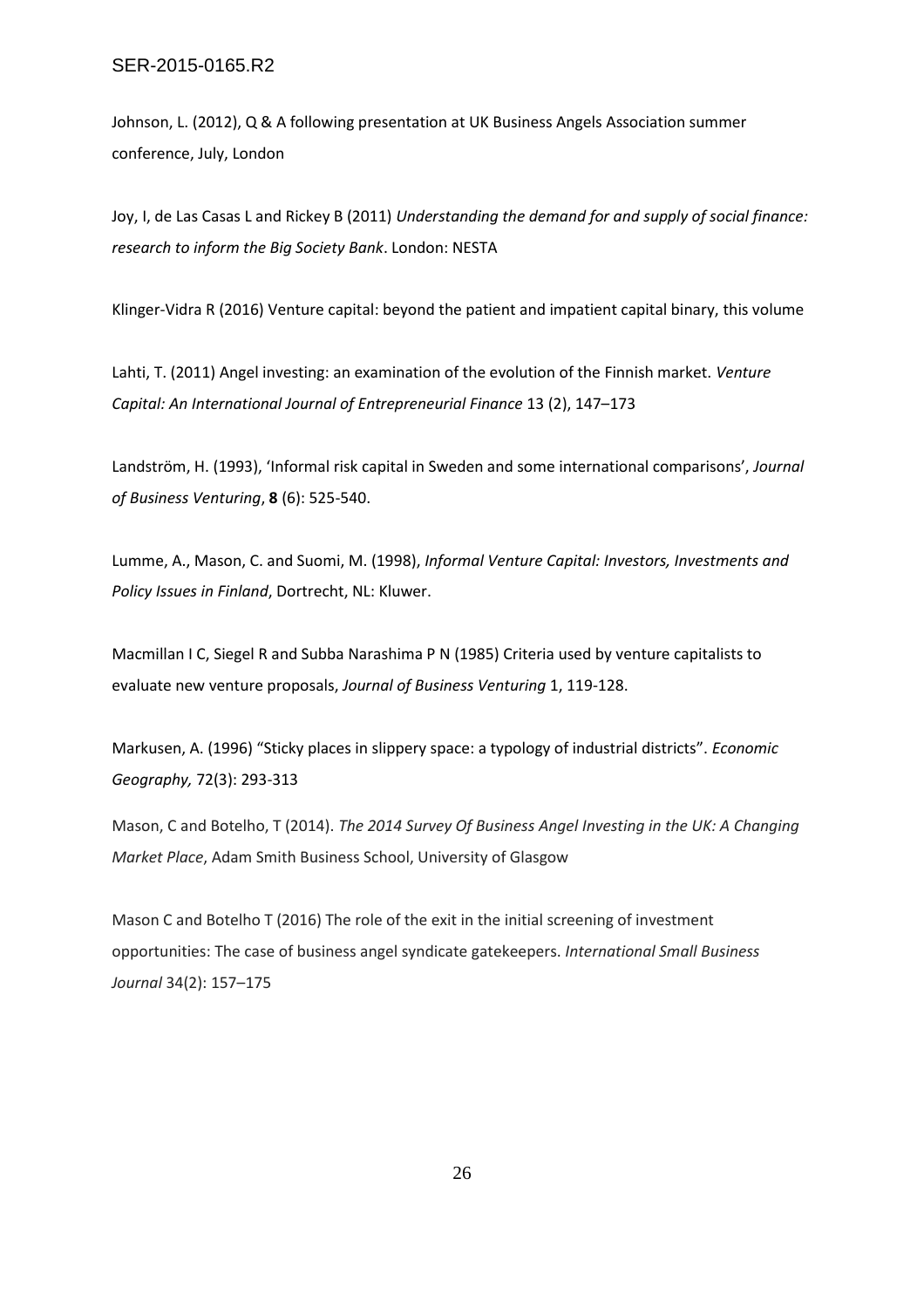Johnson, L. (2012), Q & A following presentation at UK Business Angels Association summer conference, July, London

Joy, I, de Las Casas L and Rickey B (2011) *Understanding the demand for and supply of social finance: research to inform the Big Society Bank*. London: NESTA

Klinger-Vidra R (2016) Venture capital: beyond the patient and impatient capital binary, this volume

Lahti, T. (2011) Angel investing: an examination of the evolution of the Finnish market. *Venture Capital: An International Journal of Entrepreneurial Finance* 13 (2), 147–173

Landström, H. (1993), 'Informal risk capital in Sweden and some international comparisons', *Journal of Business Venturing*, **8** (6): 525-540.

Lumme, A., Mason, C. and Suomi, M. (1998), *Informal Venture Capital: Investors, Investments and Policy Issues in Finland*, Dortrecht, NL: Kluwer.

Macmillan I C, Siegel R and Subba Narashima P N (1985) Criteria used by venture capitalists to evaluate new venture proposals, *Journal of Business Venturing* 1, 119-128.

Markusen, A. (1996) "Sticky places in slippery space: a typology of industrial districts". *Economic Geography,* 72(3): 293-313

Mason, C and Botelho, T (2014). *The 2014 Survey Of Business Angel Investing in the UK: A Changing Market Place*, Adam Smith Business School, University of Glasgow

Mason C and Botelho T (2016) The role of the exit in the initial screening of investment opportunities: The case of business angel syndicate gatekeepers. *International Small Business Journal* 34(2): 157–175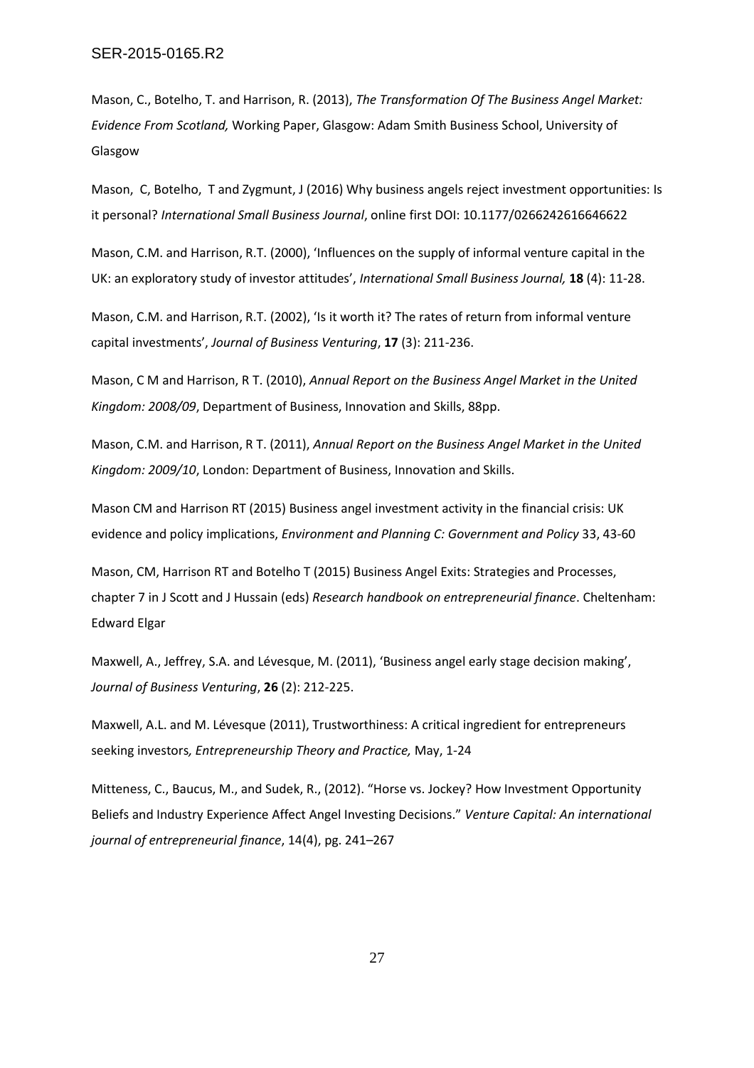Mason, C., Botelho, T. and Harrison, R. (2013), *The Transformation Of The Business Angel Market: Evidence From Scotland,* Working Paper, Glasgow: Adam Smith Business School, University of Glasgow

Mason, C, Botelho, T and Zygmunt, J (2016) Why business angels reject investment opportunities: Is it personal? *International Small Business Journal*, online first DOI: 10.1177/0266242616646622

Mason, C.M. and Harrison, R.T. (2000), 'Influences on the supply of informal venture capital in the UK: an exploratory study of investor attitudes', *International Small Business Journal,* **18** (4): 11-28.

Mason, C.M. and Harrison, R.T. (2002), 'Is it worth it? The rates of return from informal venture capital investments', *Journal of Business Venturing*, **17** (3): 211-236.

Mason, C M and Harrison, R T. (2010), *Annual Report on the Business Angel Market in the United Kingdom: 2008/09*, Department of Business, Innovation and Skills, 88pp.

Mason, C.M. and Harrison, R T. (2011), *Annual Report on the Business Angel Market in the United Kingdom: 2009/10*, London: Department of Business, Innovation and Skills.

Mason CM and Harrison RT (2015) Business angel investment activity in the financial crisis: UK evidence and policy implications, *Environment and Planning C: Government and Policy* 33, 43-60

Mason, CM, Harrison RT and Botelho T (2015) Business Angel Exits: Strategies and Processes, chapter 7 in J Scott and J Hussain (eds) *Research handbook on entrepreneurial finance*. Cheltenham: Edward Elgar

Maxwell, A., Jeffrey, S.A. and Lévesque, M. (2011), 'Business angel early stage decision making', *Journal of Business Venturing*, **26** (2): 212-225.

Maxwell, A.L. and M. Lévesque (2011), Trustworthiness: A critical ingredient for entrepreneurs seeking investors*, Entrepreneurship Theory and Practice,* May, 1-24

Mitteness, C., Baucus, M., and Sudek, R., (2012). "Horse vs. Jockey? How Investment Opportunity Beliefs and Industry Experience Affect Angel Investing Decisions." *Venture Capital: An international journal of entrepreneurial finance*, 14(4), pg. 241–267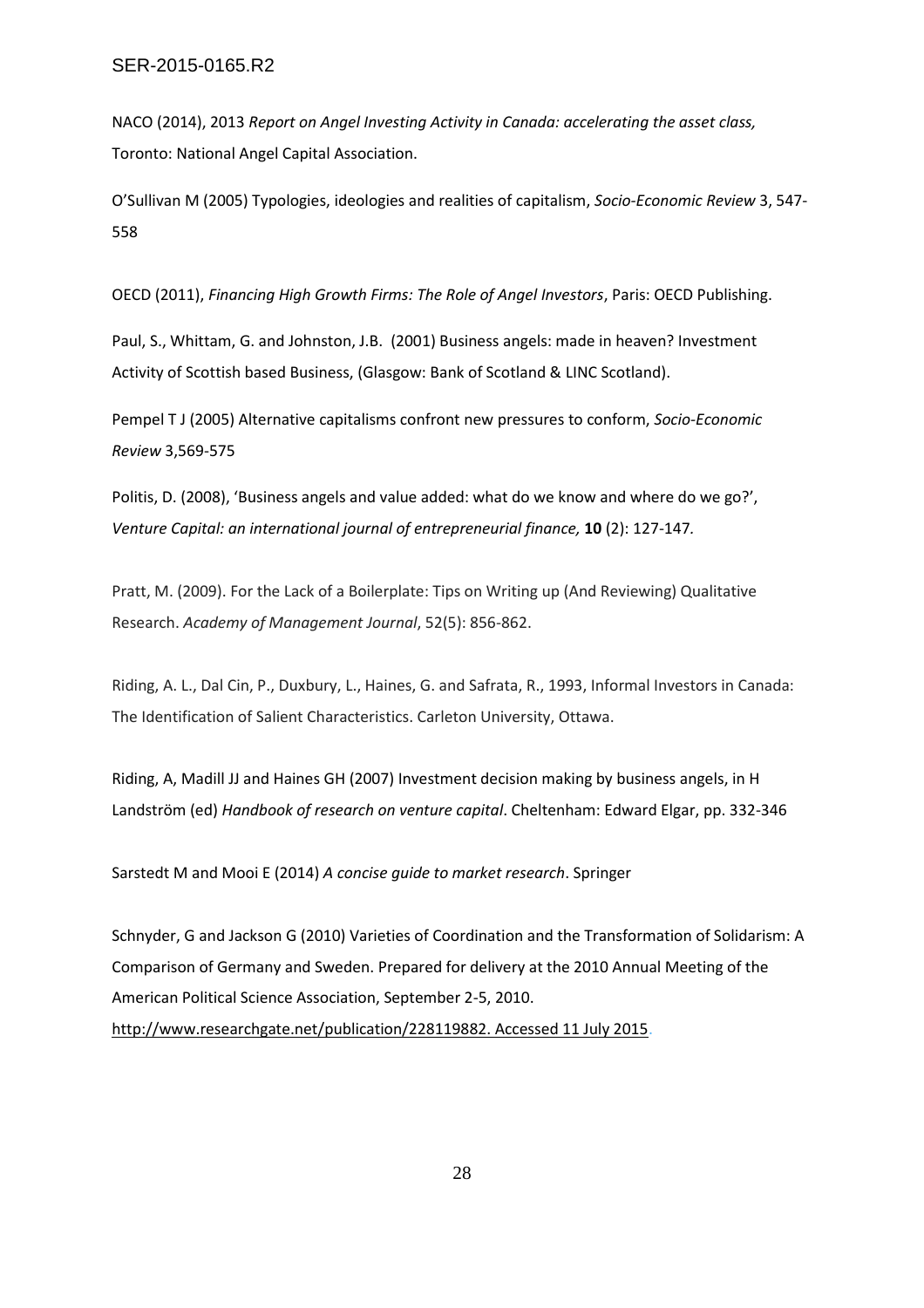NACO (2014), 2013 *Report on Angel Investing Activity in Canada: accelerating the asset class,* Toronto: National Angel Capital Association.

O'Sullivan M (2005) Typologies, ideologies and realities of capitalism, *Socio-Economic Review* 3, 547-558

OECD (2011), *Financing High Growth Firms: The Role of Angel Investors*, Paris: OECD Publishing.

Paul, S., Whittam, G. and Johnston, J.B. (2001) Business angels: made in heaven? Investment Activity of Scottish based Business, (Glasgow: Bank of Scotland & LINC Scotland).

Pempel T J (2005) Alternative capitalisms confront new pressures to conform, *Socio-Economic Review* 3,569-575

Politis, D. (2008), 'Business angels and value added: what do we know and where do we go?', *Venture Capital: an international journal of entrepreneurial finance,* **10** (2): 127-147.

Pratt, M. (2009). For the Lack of a Boilerplate: Tips on Writing up (And Reviewing) Qualitative Research. *Academy of Management Journal*, 52(5): 856-862.

Riding, A. L., Dal Cin, P., Duxbury, L., Haines, G. and Safrata, R., 1993, Informal Investors in Canada: The Identification of Salient Characteristics. Carleton University, Ottawa.

Riding, A, Madill JJ and Haines GH (2007) Investment decision making by business angels, in H Landström (ed) *Handbook of research on venture capital*. Cheltenham: Edward Elgar, pp. 332-346

Sarstedt M and Mooi E (2014) *A concise guide to market research*. Springer

Schnyder, G and Jackson G (2010) Varieties of Coordination and the Transformation of Solidarism: A Comparison of Germany and Sweden. Prepared for delivery at the 2010 Annual Meeting of the American Political Science Association, September 2-5, 2010. http://www.researchgate.net/publication/228119882. Accessed 11 July 2015.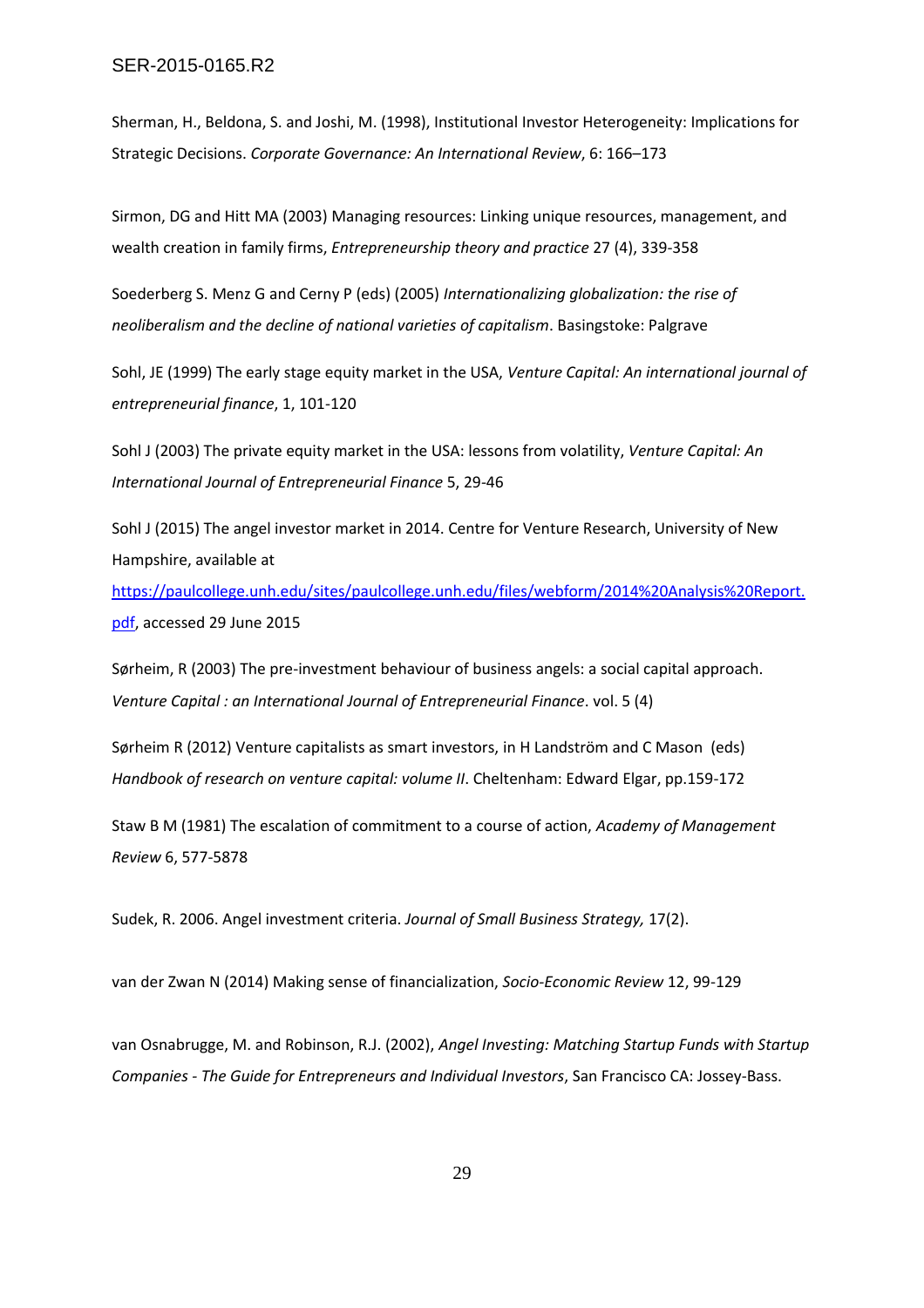Sherman, H., Beldona, S. and Joshi, M. (1998), Institutional Investor Heterogeneity: Implications for Strategic Decisions. *Corporate Governance: An International Review*, 6: 166–173

Sirmon, DG and Hitt MA (2003) Managing resources: Linking unique resources, management, and wealth creation in family firms, *Entrepreneurship theory and practice* 27 (4), 339-358

Soederberg S. Menz G and Cerny P (eds) (2005) *Internationalizing globalization: the rise of neoliberalism and the decline of national varieties of capitalism*. Basingstoke: Palgrave

Sohl, JE (1999) The early stage equity market in the USA, *Venture Capital: An international journal of entrepreneurial finance*, 1, 101-120

Sohl J (2003) The private equity market in the USA: lessons from volatility, *Venture Capital: An International Journal of Entrepreneurial Finance* 5, 29-46

Sohl J (2015) The angel investor market in 2014. Centre for Venture Research, University of New Hampshire, available at https://paulcollege.unh.edu/sites/paulcollege.unh.edu/files/webform/2014%20Analysis%20Report.pdf, accessed 29 June 2015

Sørheim, R (2003) The pre-investment behaviour of business angels: a social capital approach. *Venture Capital : an International Journal of Entrepreneurial Finance*. vol. 5 (4)

Sørheim R (2012) Venture capitalists as smart investors, in H Landström and C Mason (eds) *Handbook of research on venture capital: volume II*. Cheltenham: Edward Elgar, pp.159-172

Staw B M (1981) The escalation of commitment to a course of action, *Academy of Management Review* 6, 577-5878

Sudek, R. 2006. Angel investment criteria. *Journal of Small Business Strategy,* 17(2).

van der Zwan N (2014) Making sense of financialization, *Socio-Economic Review* 12, 99-129

van Osnabrugge, M. and Robinson, R.J. (2002), *Angel Investing: Matching Startup Funds with Startup Companies - The Guide for Entrepreneurs and Individual Investors*, San Francisco CA: Jossey-Bass.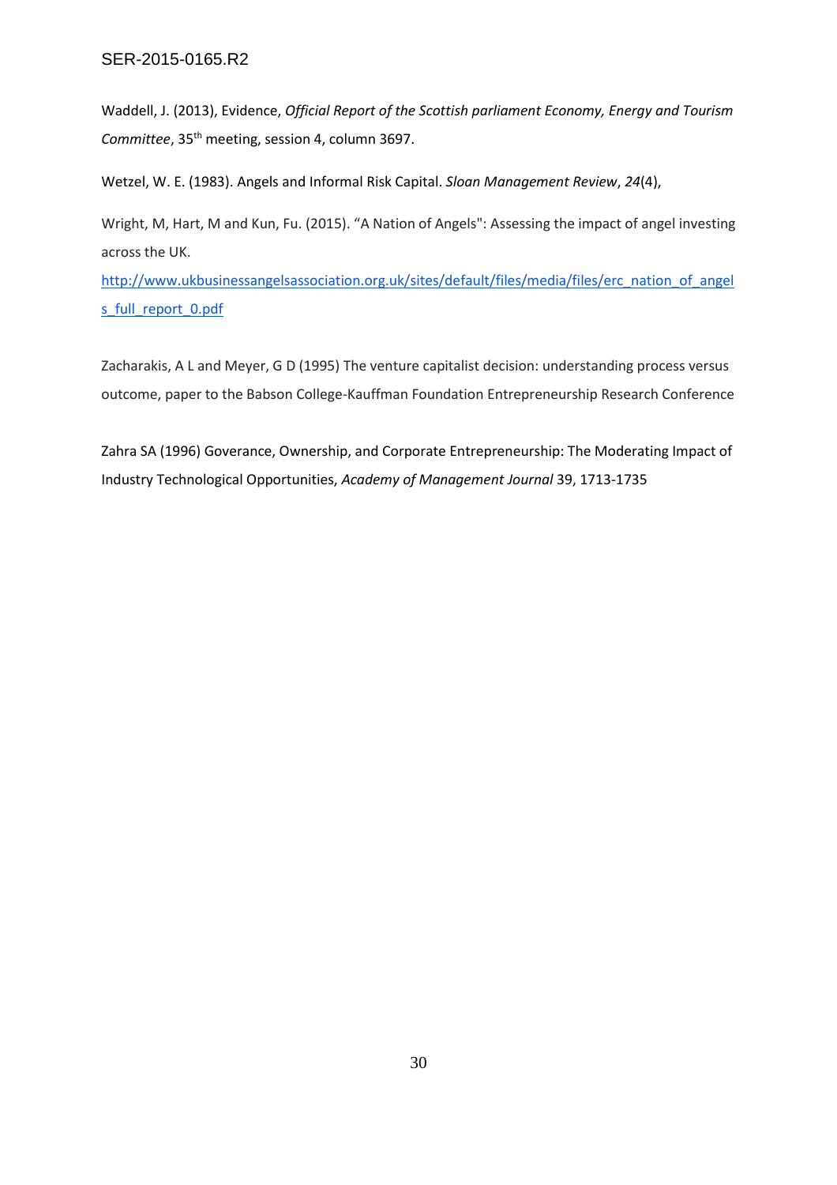Waddell, J. (2013), Evidence, *Official Report of the Scottish parliament Economy, Energy and Tourism Committee*, 35th meeting, session 4, column 3697.

Wetzel, W. E. (1983). Angels and Informal Risk Capital. *Sloan Management Review*, *24*(4),

Wright, M, Hart, M and Kun, Fu. (2015). "A Nation of Angels": Assessing the impact of angel investing across the UK. http://www.ukbusinessangelsassociation.org.uk/sites/default/files/media/files/erc_nation_of_angels_full_report_0.pdf

Zacharakis, A L and Meyer, G D (1995) The venture capitalist decision: understanding process versus outcome, paper to the Babson College-Kauffman Foundation Entrepreneurship Research Conference

Zahra SA (1996) Goverance, Ownership, and Corporate Entrepreneurship: The Moderating Impact of Industry Technological Opportunities, *Academy of Management Journal* 39, 1713-1735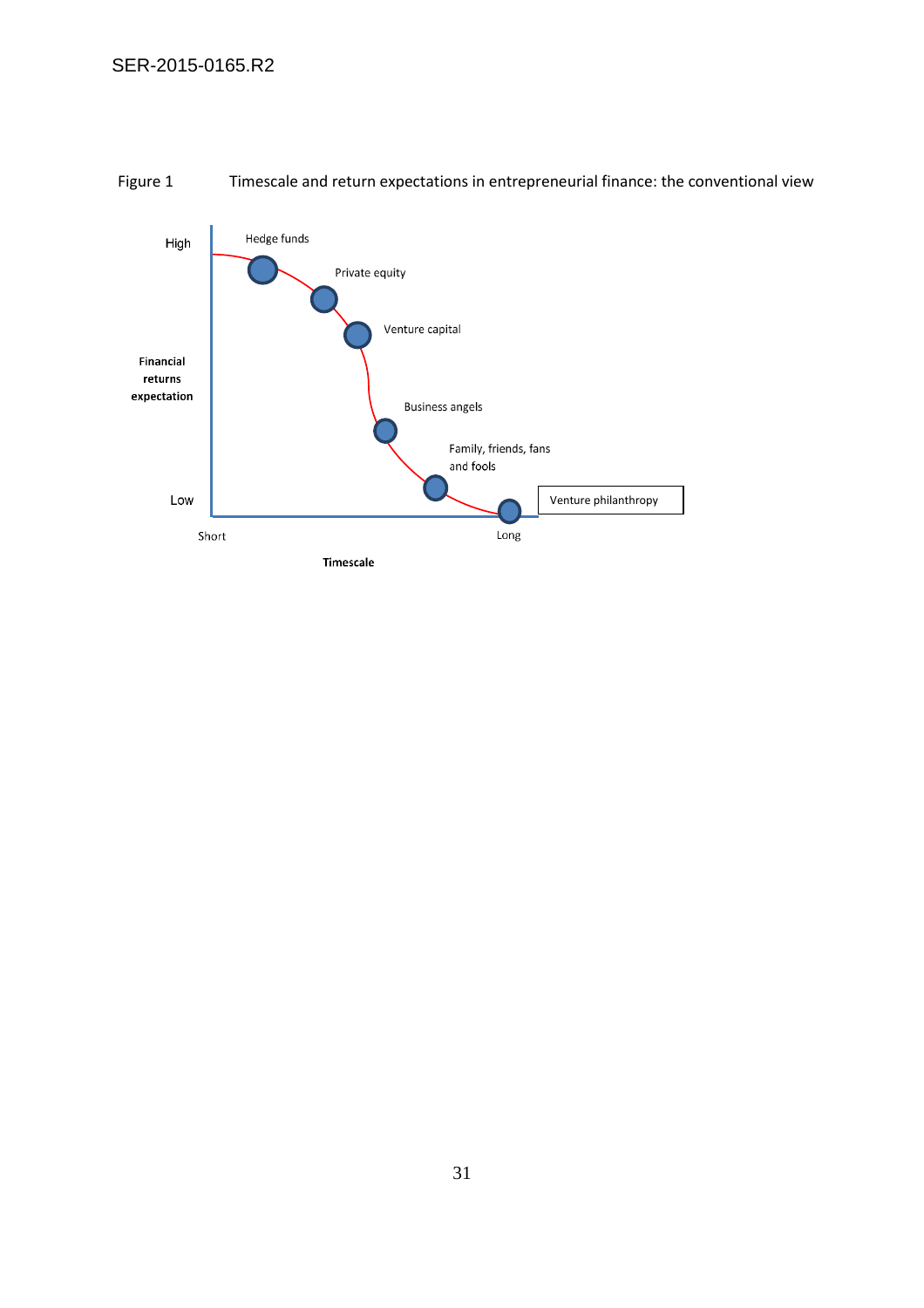Figure 1 Timescale and return expectations in entrepreneurial finance: the conventional view

High

Financial returns expectation

Low

Hedge funds

Private equity

Venture capital

Business angels

Family, friends, fans and fools

Venture philanthropy

Short

Long

Timescale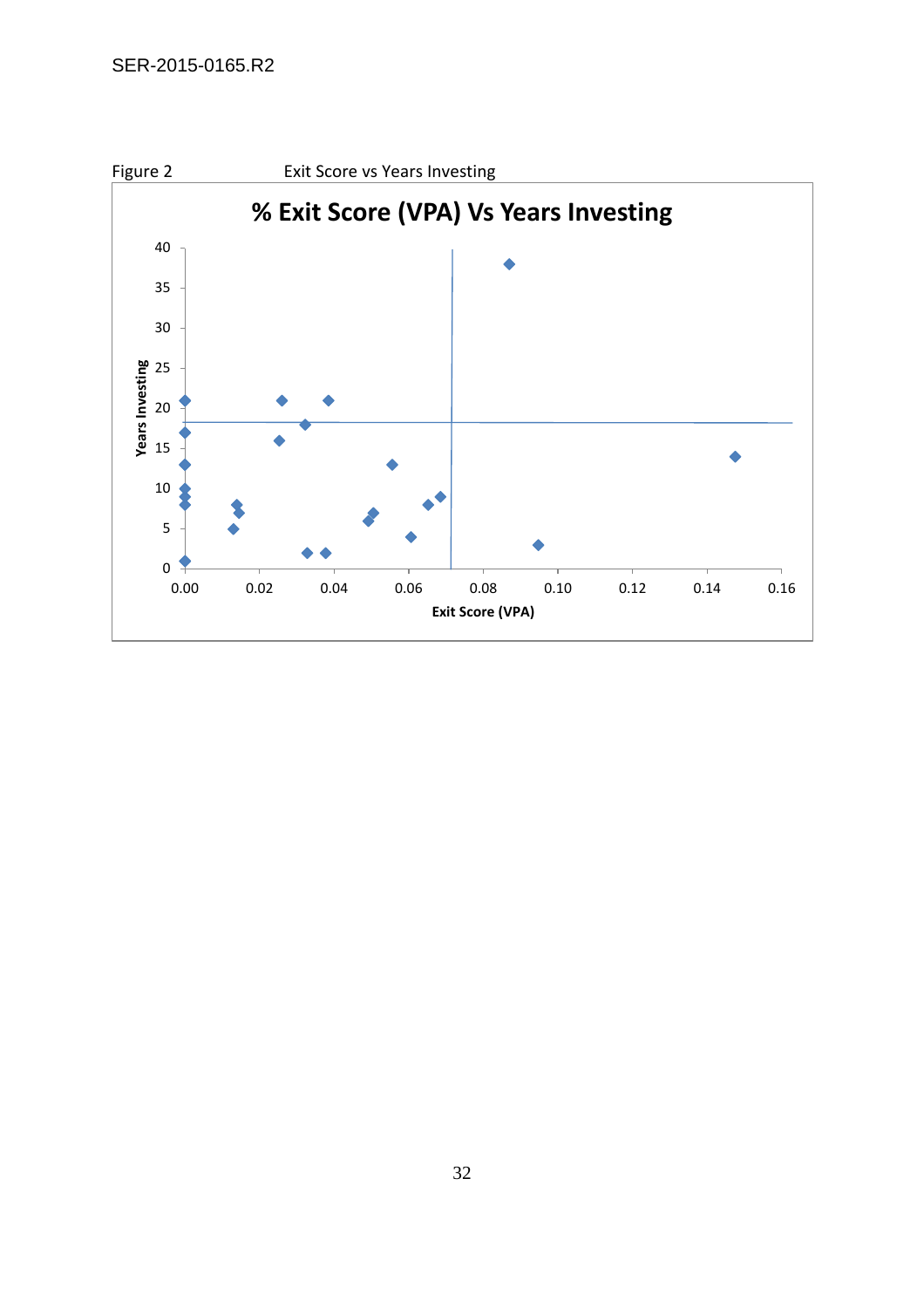Figure 2 Exit Score vs Years Investing

% Exit Score (VPA) Vs Years Investing

Years Investing

40
35
30
25
20
15
10
5
0

0.00 0.02 0.04 0.06 0.08 0.10 0.12 0.14 0.16

Exit Score (VPA)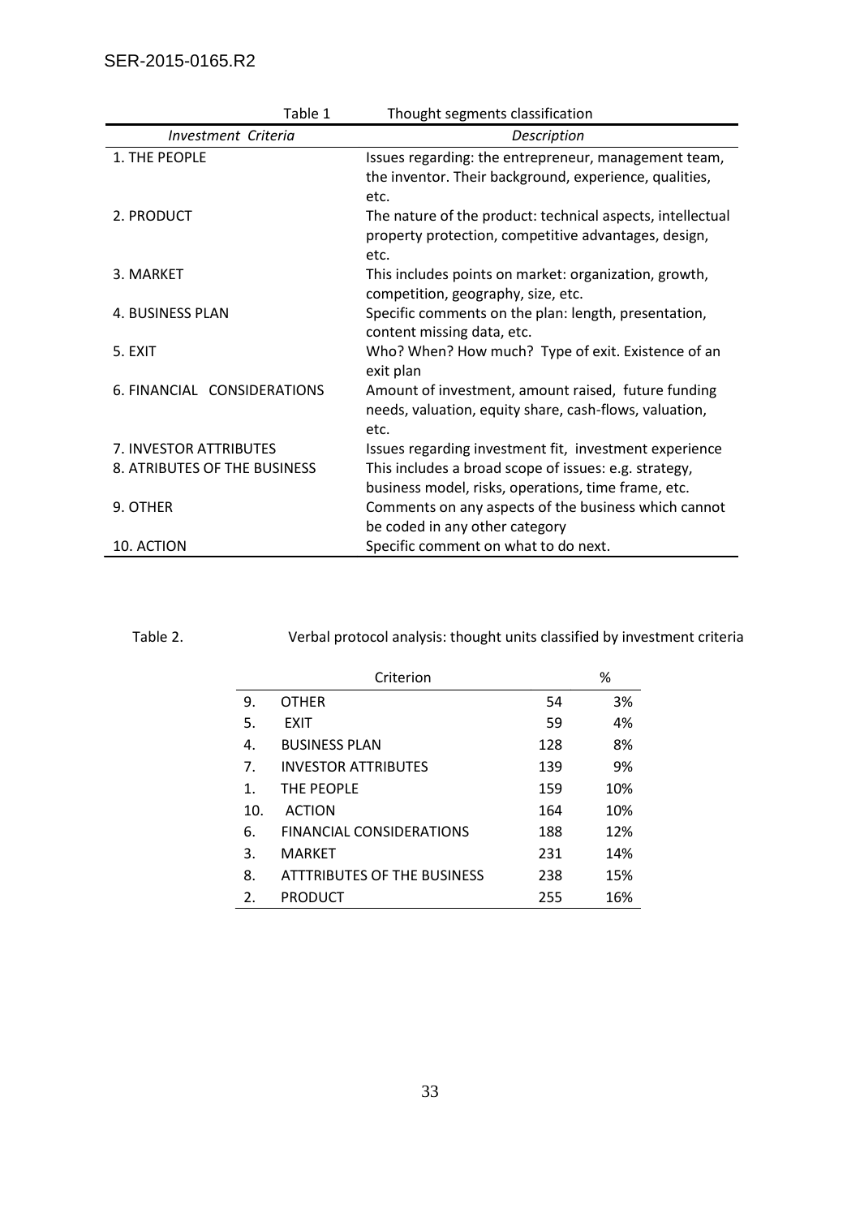Table 1 Thought segments classification

| *Investment Criteria* | *Description* |
|---|---|
| 1. THE PEOPLE | Issues regarding: the entrepreneur, management team, the inventor. Their background, experience, qualities, etc. |
| 2. PRODUCT | The nature of the product: technical aspects, intellectual property protection, competitive advantages, design, etc. |
| 3. MARKET | This includes points on market: organization, growth, competition, geography, size, etc. |
| 4. BUSINESS PLAN | Specific comments on the plan: length, presentation, content missing data, etc. |
| 5. EXIT | Who? When? How much? Type of exit. Existence of an exit plan |
| 6. FINANCIAL CONSIDERATIONS | Amount of investment, amount raised, future funding needs, valuation, equity share, cash-flows, valuation, etc. |
| 7. INVESTOR ATTRIBUTES | Issues regarding investment fit, investment experience |
| 8. ATRIBUTES OF THE BUSINESS | This includes a broad scope of issues: e.g. strategy, business model, risks, operations, time frame, etc. |
| 9. OTHER | Comments on any aspects of the business which cannot be coded in any other category |
| 10. ACTION | Specific comment on what to do next. |

Table 2. Verbal protocol analysis: thought units classified by investment criteria

| | Criterion | | % |
|---|---|---|---|
| 9. | OTHER | 54 | 3% |
| 5. | EXIT | 59 | 4% |
| 4. | BUSINESS PLAN | 128 | 8% |
| 7. | INVESTOR ATTRIBUTES | 139 | 9% |
| 1. | THE PEOPLE | 159 | 10% |
| 10. | ACTION | 164 | 10% |
| 6. | FINANCIAL CONSIDERATIONS | 188 | 12% |
| 3. | MARKET | 231 | 14% |
| 8. | ATTTRIBUTES OF THE BUSINESS | 238 | 15% |
| 2. | PRODUCT | 255 | 16% |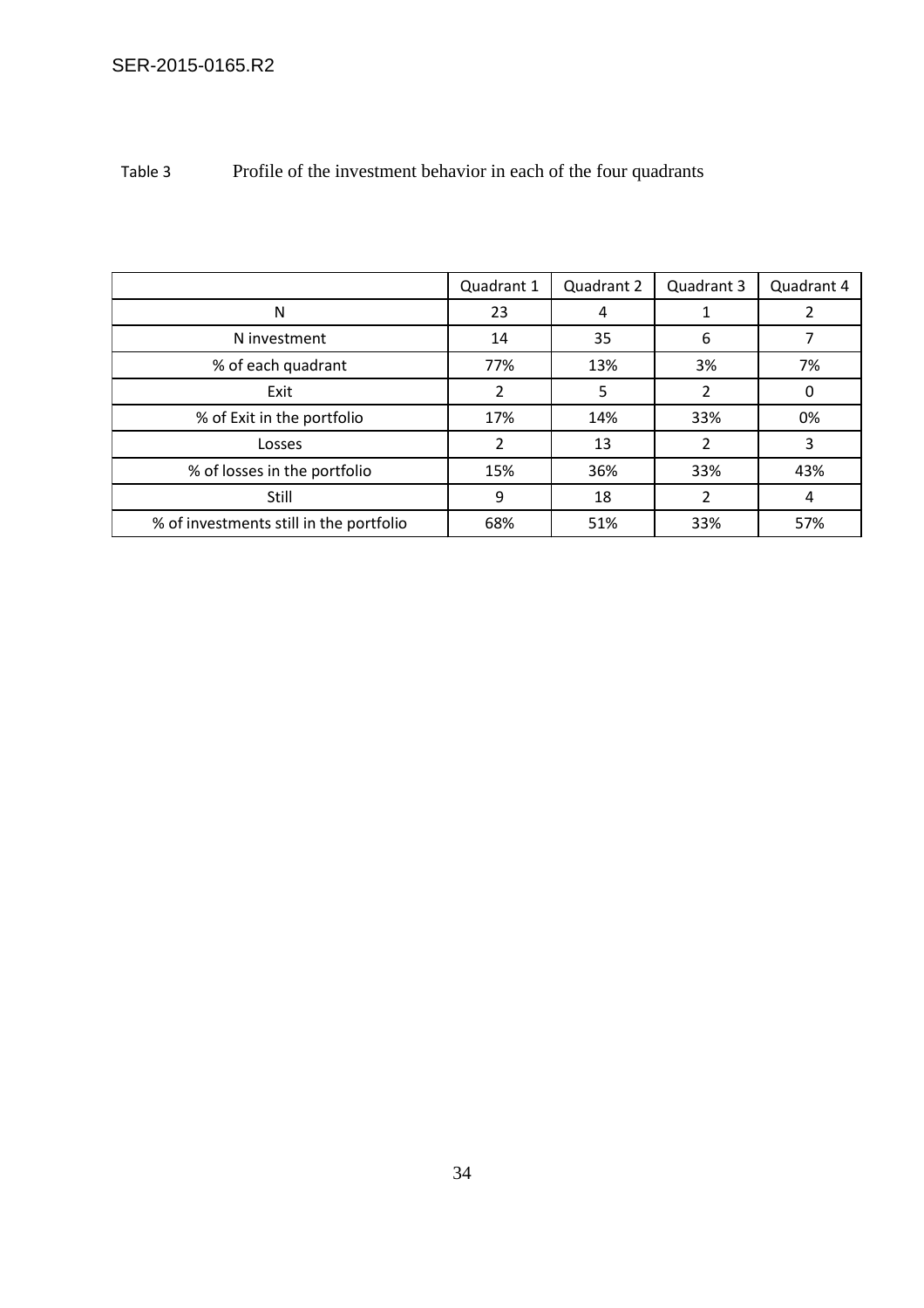Table 3 Profile of the investment behavior in each of the four quadrants

| | Quadrant 1 | Quadrant 2 | Quadrant 3 | Quadrant 4 |
|---|---|---|---|---|
| N | 23 | 4 | 1 | 2 |
| N investment | 14 | 35 | 6 | 7 |
| % of each quadrant | 77% | 13% | 3% | 7% |
| Exit | 2 | 5 | 2 | 0 |
| % of Exit in the portfolio | 17% | 14% | 33% | 0% |
| Losses | 2 | 13 | 2 | 3 |
| % of losses in the portfolio | 15% | 36% | 33% | 43% |
| Still | 9 | 18 | 2 | 4 |
| % of investments still in the portfolio | 68% | 51% | 33% | 57% |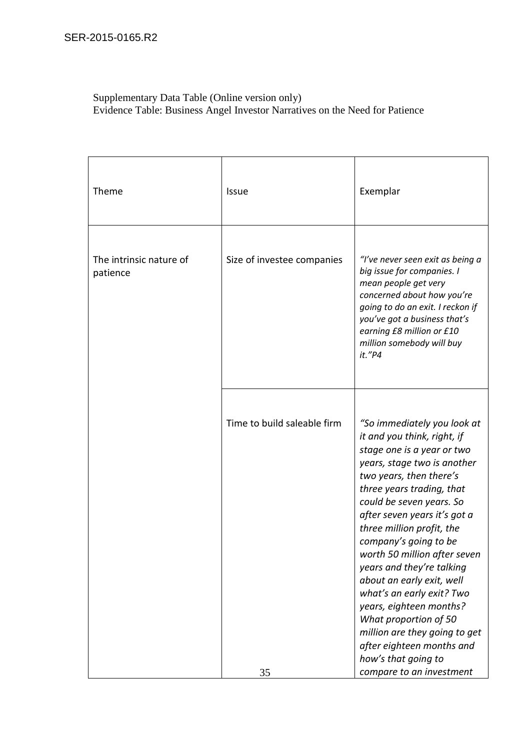Supplementary Data Table (Online version only)
Evidence Table: Business Angel Investor Narratives on the Need for Patience

| Theme | Issue | Exemplar |
|---|---|---|
| The intrinsic nature of patience | Size of investee companies | *"I've never seen exit as being a big issue for companies. I mean people get very concerned about how you're going to do an exit. I reckon if you've got a business that's earning £8 million or £10 million somebody will buy it."P4* |
| | Time to build saleable firm | *"So immediately you look at it and you think, right, if stage one is a year or two years, stage two is another two years, then there's three years trading, that could be seven years. So after seven years it's got a three million profit, the company's going to be worth 50 million after seven years and they're talking about an early exit, well what's an early exit? Two years, eighteen months? What proportion of 50 million are they going to get after eighteen months and how's that going to compare to an investment* |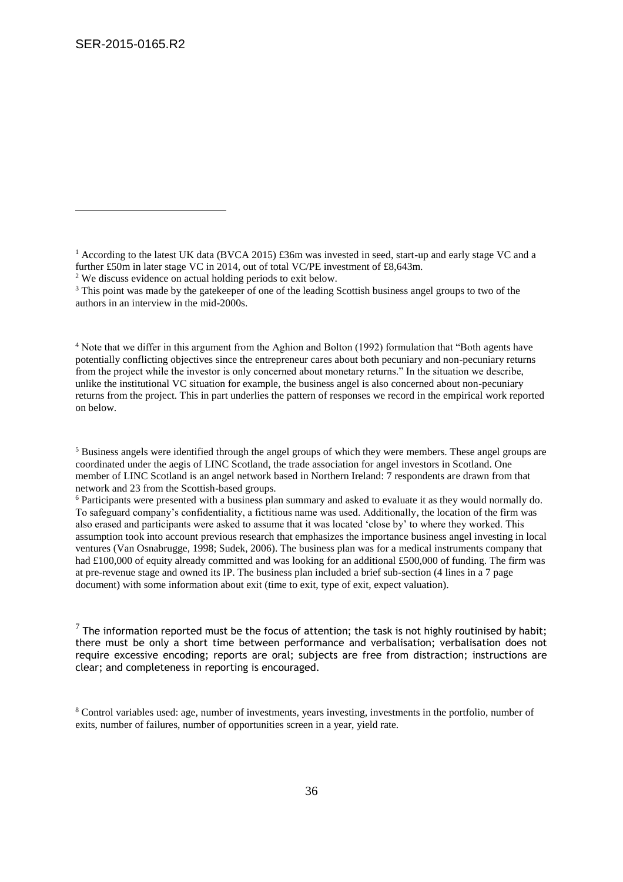[1] According to the latest UK data (BVCA 2015) £36m was invested in seed, start-up and early stage VC and a further £50m in later stage VC in 2014, out of total VC/PE investment of £8,643m.

[2] We discuss evidence on actual holding periods to exit below.

[3] This point was made by the gatekeeper of one of the leading Scottish business angel groups to two of the authors in an interview in the mid-2000s.

[4] Note that we differ in this argument from the Aghion and Bolton (1992) formulation that "Both agents have potentially conflicting objectives since the entrepreneur cares about both pecuniary and non-pecuniary returns from the project while the investor is only concerned about monetary returns." In the situation we describe, unlike the institutional VC situation for example, the business angel is also concerned about non-pecuniary returns from the project. This in part underlies the pattern of responses we record in the empirical work reported on below.

[5] Business angels were identified through the angel groups of which they were members. These angel groups are coordinated under the aegis of LINC Scotland, the trade association for angel investors in Scotland. One member of LINC Scotland is an angel network based in Northern Ireland: 7 respondents are drawn from that network and 23 from the Scottish-based groups.

[6] Participants were presented with a business plan summary and asked to evaluate it as they would normally do. To safeguard company's confidentiality, a fictitious name was used. Additionally, the location of the firm was also erased and participants were asked to assume that it was located 'close by' to where they worked. This assumption took into account previous research that emphasizes the importance business angel investing in local ventures (Van Osnabrugge, 1998; Sudek, 2006). The business plan was for a medical instruments company that had £100,000 of equity already committed and was looking for an additional £500,000 of funding. The firm was at pre-revenue stage and owned its IP. The business plan included a brief sub-section (4 lines in a 7 page document) with some information about exit (time to exit, type of exit, expect valuation).

[7] The information reported must be the focus of attention; the task is not highly routinised by habit; there must be only a short time between performance and verbalisation; verbalisation does not require excessive encoding; reports are oral; subjects are free from distraction; instructions are clear; and completeness in reporting is encouraged.

[8] Control variables used: age, number of investments, years investing, investments in the portfolio, number of exits, number of failures, number of opportunities screen in a year, yield rate.